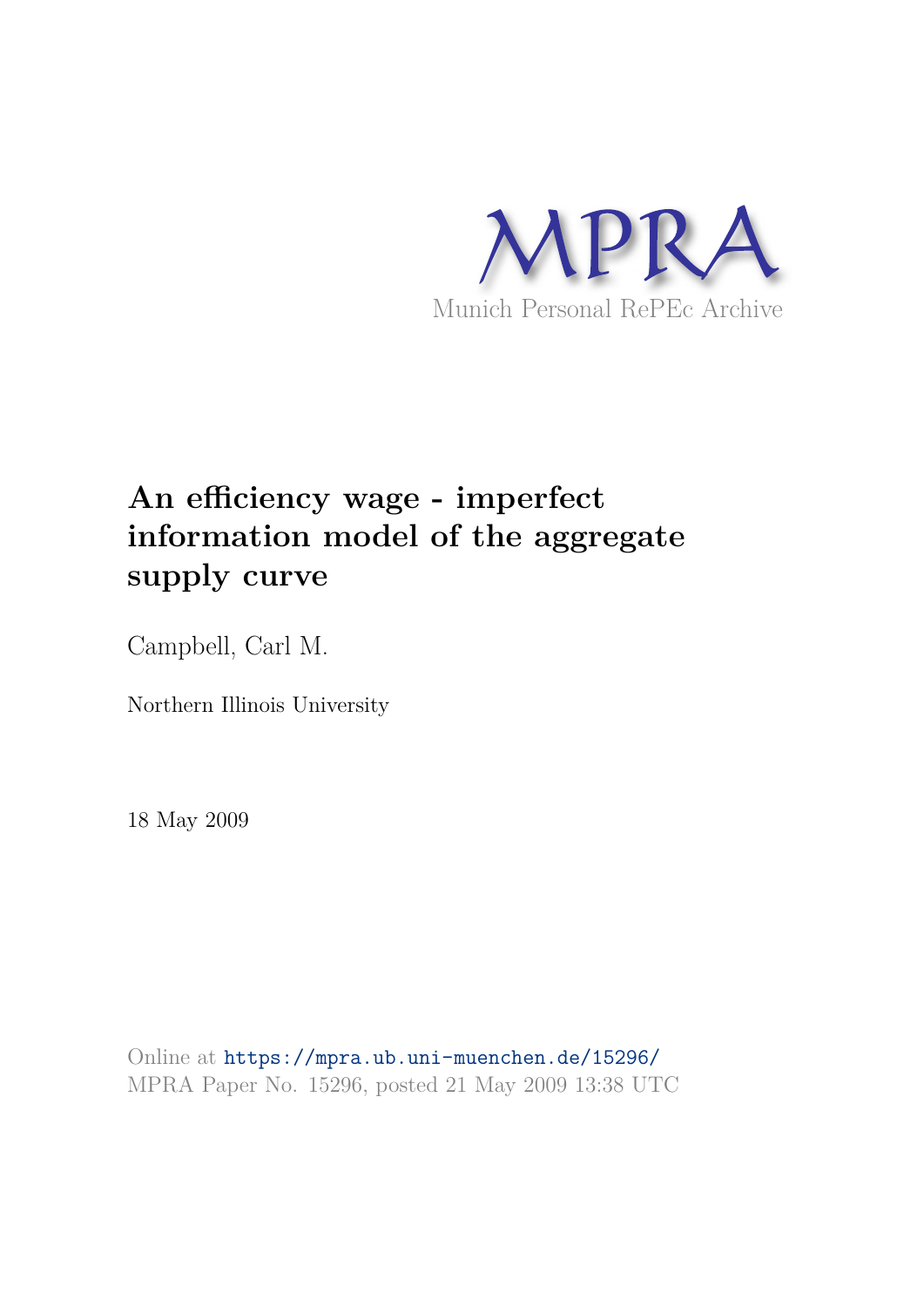MPRA

Munich Personal RePEc Archive

# An efficiency wage - imperfect information model of the aggregate supply curve

Campbell, Carl M.

Northern Illinois University

18 May 2009

Online at https://mpra.ub.uni-muenchen.de/15296/
MPRA Paper No. 15296, posted 21 May 2009 13:38 UTC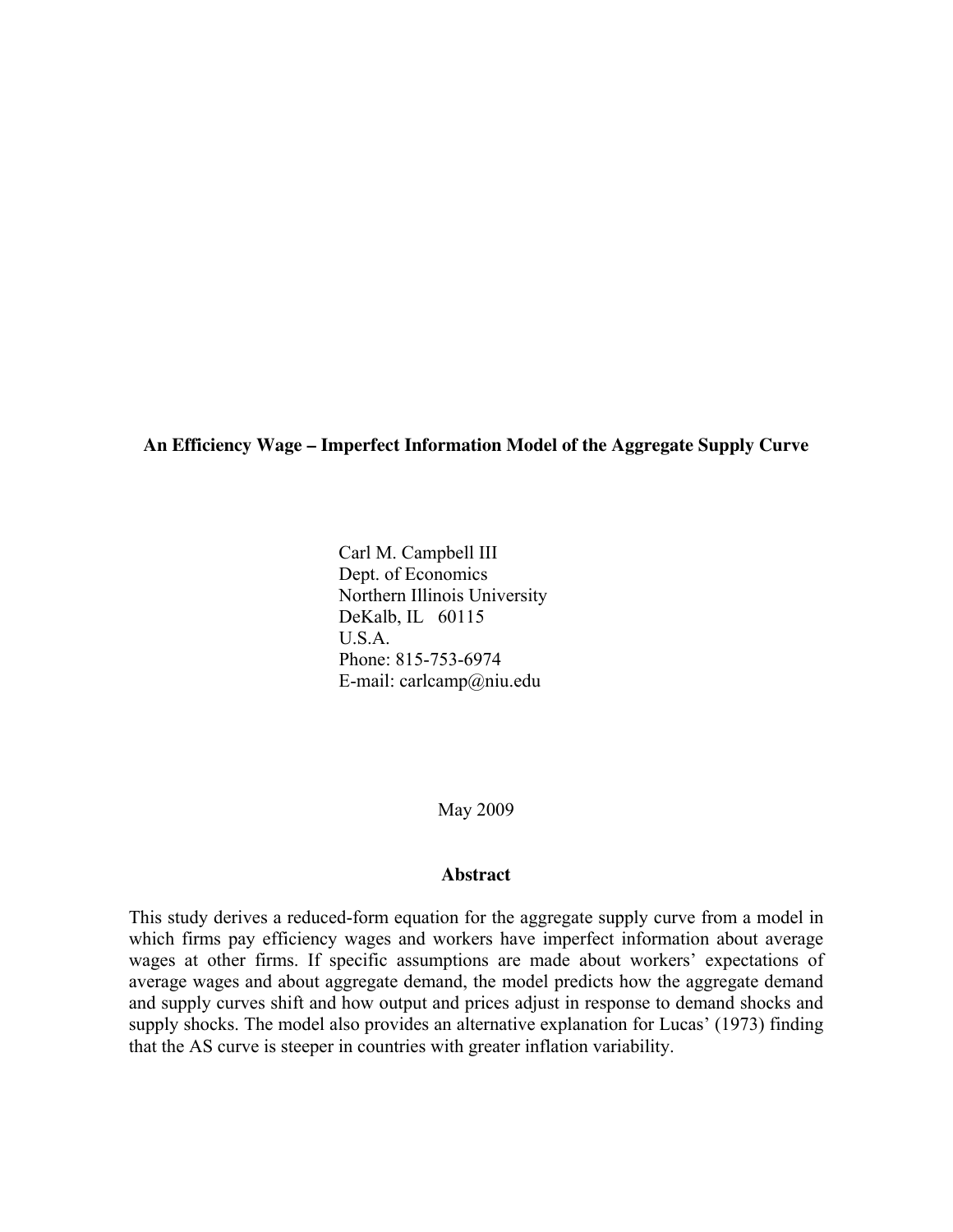**An Efficiency Wage – Imperfect Information Model of the Aggregate Supply Curve**

Carl M. Campbell III
Dept. of Economics
Northern Illinois University
DeKalb, IL 60115
U.S.A.
Phone: 815-753-6974
E-mail: carlcamp@niu.edu

May 2009

**Abstract**

This study derives a reduced-form equation for the aggregate supply curve from a model in which firms pay efficiency wages and workers have imperfect information about average wages at other firms. If specific assumptions are made about workers' expectations of average wages and about aggregate demand, the model predicts how the aggregate demand and supply curves shift and how output and prices adjust in response to demand shocks and supply shocks. The model also provides an alternative explanation for Lucas' (1973) finding that the AS curve is steeper in countries with greater inflation variability.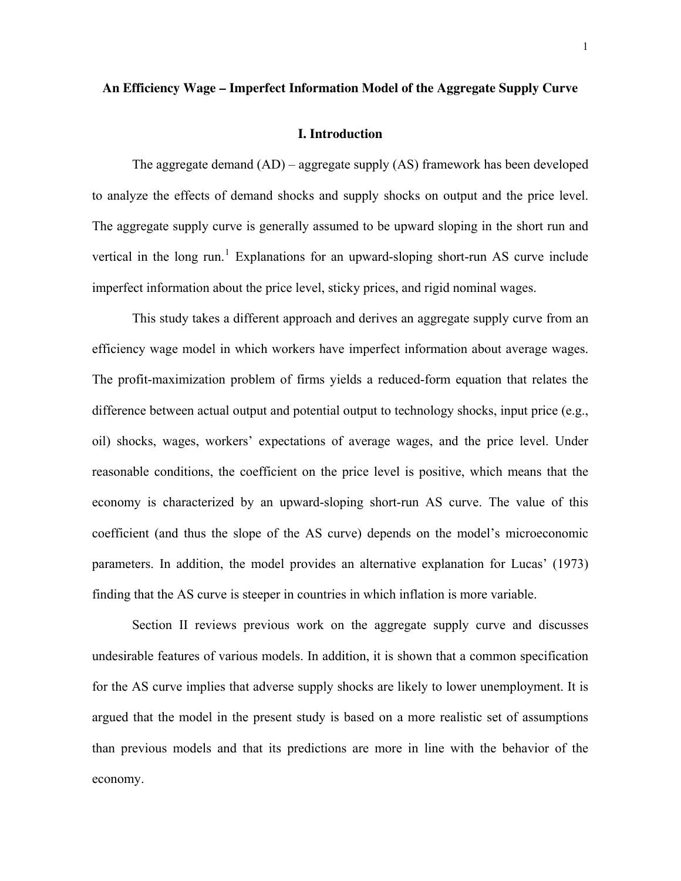# An Efficiency Wage – Imperfect Information Model of the Aggregate Supply Curve

## I. Introduction

The aggregate demand (AD) – aggregate supply (AS) framework has been developed to analyze the effects of demand shocks and supply shocks on output and the price level. The aggregate supply curve is generally assumed to be upward sloping in the short run and vertical in the long run.[1] Explanations for an upward-sloping short-run AS curve include imperfect information about the price level, sticky prices, and rigid nominal wages.

This study takes a different approach and derives an aggregate supply curve from an efficiency wage model in which workers have imperfect information about average wages. The profit-maximization problem of firms yields a reduced-form equation that relates the difference between actual output and potential output to technology shocks, input price (e.g., oil) shocks, wages, workers' expectations of average wages, and the price level. Under reasonable conditions, the coefficient on the price level is positive, which means that the economy is characterized by an upward-sloping short-run AS curve. The value of this coefficient (and thus the slope of the AS curve) depends on the model's microeconomic parameters. In addition, the model provides an alternative explanation for Lucas' (1973) finding that the AS curve is steeper in countries in which inflation is more variable.

Section II reviews previous work on the aggregate supply curve and discusses undesirable features of various models. In addition, it is shown that a common specification for the AS curve implies that adverse supply shocks are likely to lower unemployment. It is argued that the model in the present study is based on a more realistic set of assumptions than previous models and that its predictions are more in line with the behavior of the economy.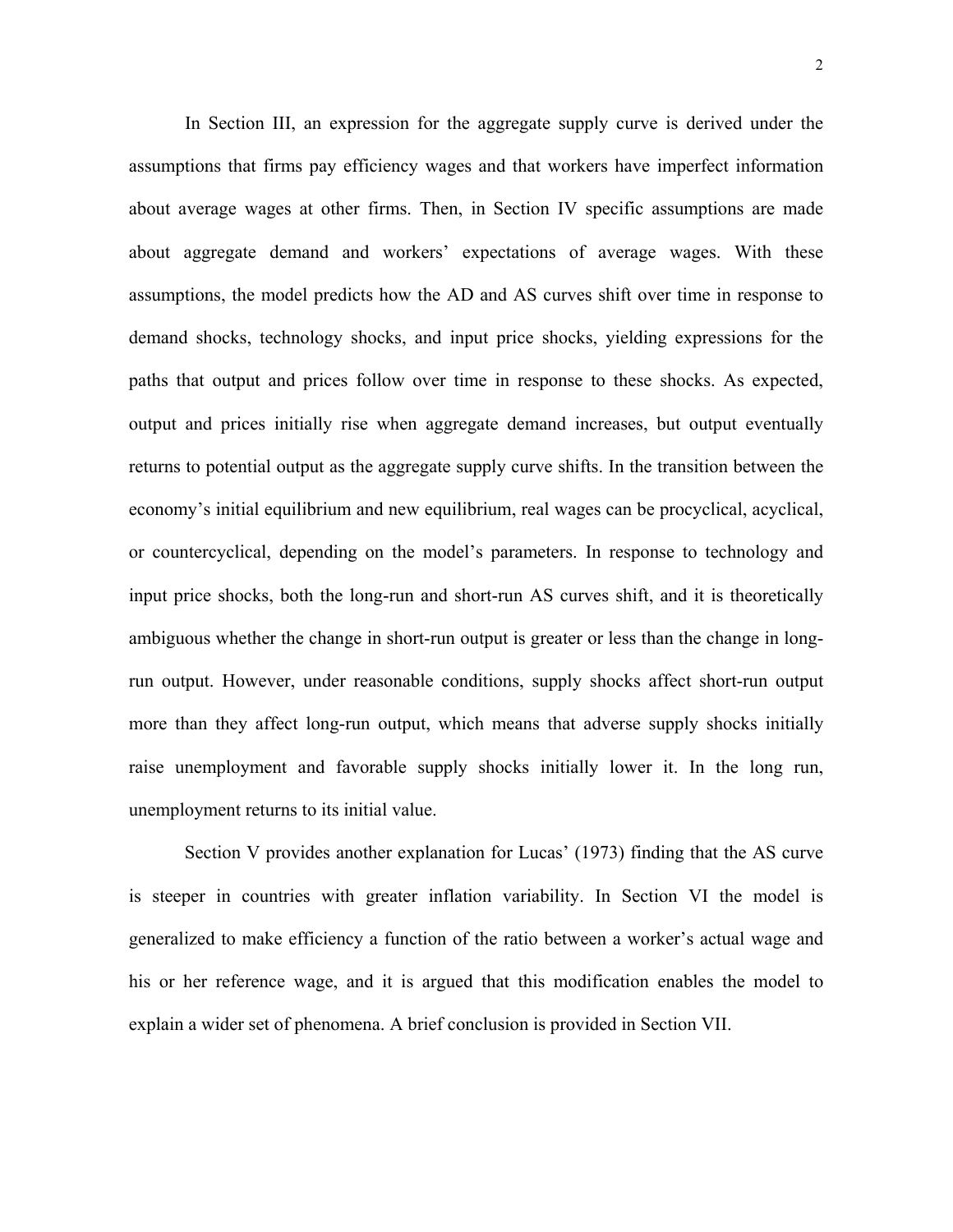In Section III, an expression for the aggregate supply curve is derived under the assumptions that firms pay efficiency wages and that workers have imperfect information about average wages at other firms. Then, in Section IV specific assumptions are made about aggregate demand and workers' expectations of average wages. With these assumptions, the model predicts how the AD and AS curves shift over time in response to demand shocks, technology shocks, and input price shocks, yielding expressions for the paths that output and prices follow over time in response to these shocks. As expected, output and prices initially rise when aggregate demand increases, but output eventually returns to potential output as the aggregate supply curve shifts. In the transition between the economy's initial equilibrium and new equilibrium, real wages can be procyclical, acyclical, or countercyclical, depending on the model's parameters. In response to technology and input price shocks, both the long-run and short-run AS curves shift, and it is theoretically ambiguous whether the change in short-run output is greater or less than the change in long-run output. However, under reasonable conditions, supply shocks affect short-run output more than they affect long-run output, which means that adverse supply shocks initially raise unemployment and favorable supply shocks initially lower it. In the long run, unemployment returns to its initial value.

Section V provides another explanation for Lucas' (1973) finding that the AS curve is steeper in countries with greater inflation variability. In Section VI the model is generalized to make efficiency a function of the ratio between a worker's actual wage and his or her reference wage, and it is argued that this modification enables the model to explain a wider set of phenomena. A brief conclusion is provided in Section VII.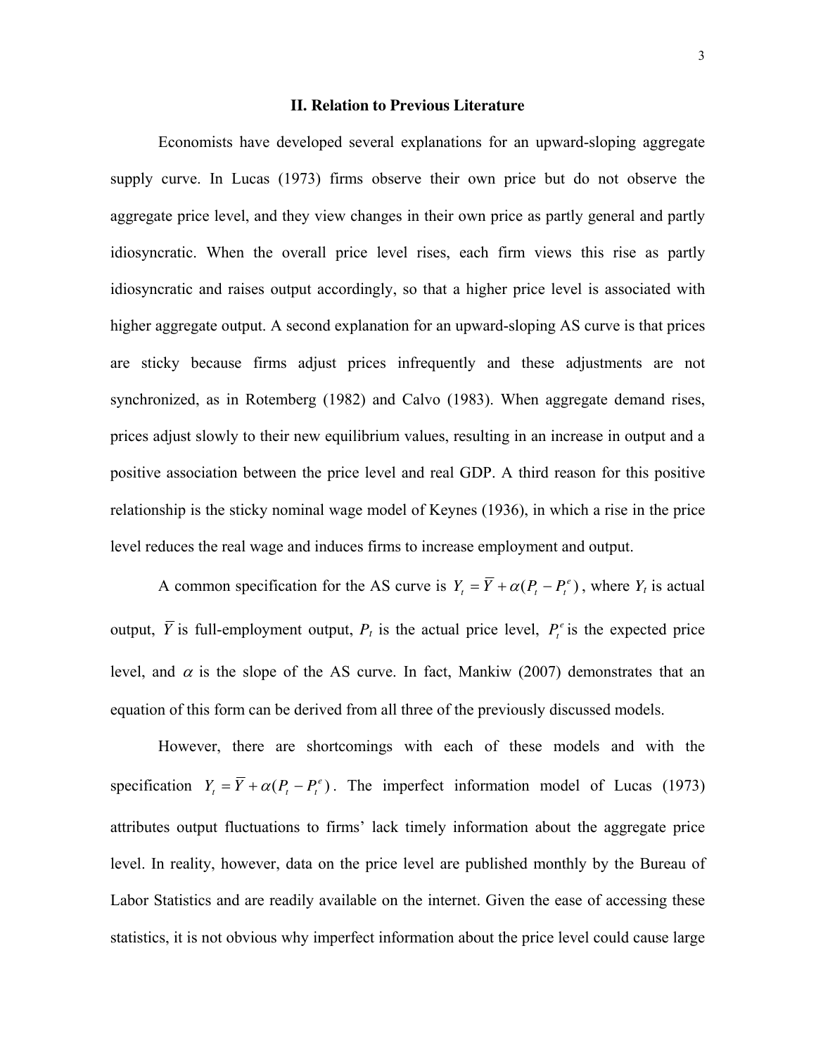## II. Relation to Previous Literature

Economists have developed several explanations for an upward-sloping aggregate supply curve. In Lucas (1973) firms observe their own price but do not observe the aggregate price level, and they view changes in their own price as partly general and partly idiosyncratic. When the overall price level rises, each firm views this rise as partly idiosyncratic and raises output accordingly, so that a higher price level is associated with higher aggregate output. A second explanation for an upward-sloping AS curve is that prices are sticky because firms adjust prices infrequently and these adjustments are not synchronized, as in Rotemberg (1982) and Calvo (1983). When aggregate demand rises, prices adjust slowly to their new equilibrium values, resulting in an increase in output and a positive association between the price level and real GDP. A third reason for this positive relationship is the sticky nominal wage model of Keynes (1936), in which a rise in the price level reduces the real wage and induces firms to increase employment and output.

A common specification for the AS curve is $Y_t = \overline{Y} + \alpha(P_t - P_t^e)$, where $Y_t$ is actual output, $\overline{Y}$ is full-employment output, $P_t$ is the actual price level, $P_t^e$ is the expected price level, and $\alpha$ is the slope of the AS curve. In fact, Mankiw (2007) demonstrates that an equation of this form can be derived from all three of the previously discussed models.

However, there are shortcomings with each of these models and with the specification $Y_t = \overline{Y} + \alpha(P_t - P_t^e)$. The imperfect information model of Lucas (1973) attributes output fluctuations to firms' lack timely information about the aggregate price level. In reality, however, data on the price level are published monthly by the Bureau of Labor Statistics and are readily available on the internet. Given the ease of accessing these statistics, it is not obvious why imperfect information about the price level could cause large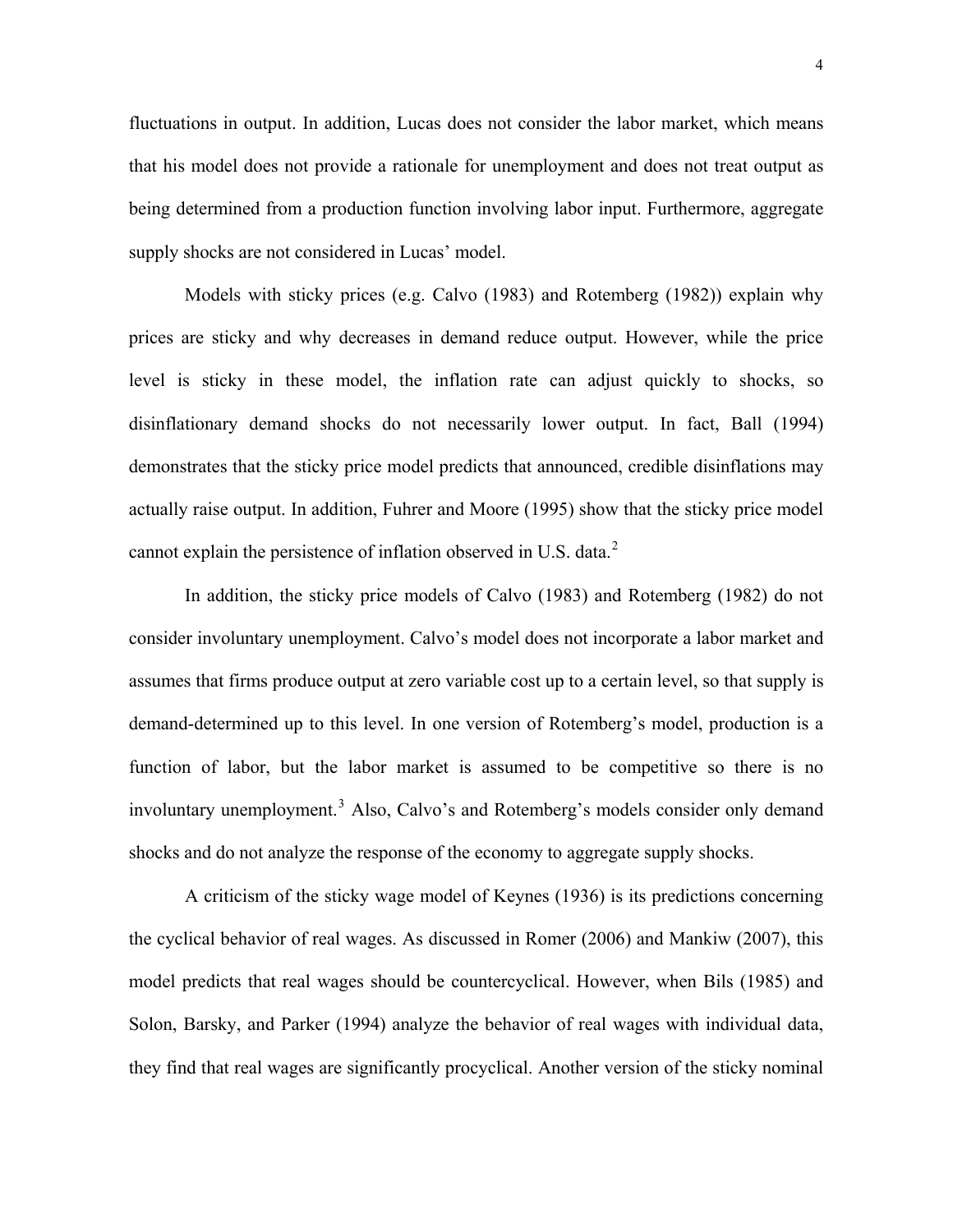fluctuations in output. In addition, Lucas does not consider the labor market, which means that his model does not provide a rationale for unemployment and does not treat output as being determined from a production function involving labor input. Furthermore, aggregate supply shocks are not considered in Lucas' model.

Models with sticky prices (e.g. Calvo (1983) and Rotemberg (1982)) explain why prices are sticky and why decreases in demand reduce output. However, while the price level is sticky in these model, the inflation rate can adjust quickly to shocks, so disinflationary demand shocks do not necessarily lower output. In fact, Ball (1994) demonstrates that the sticky price model predicts that announced, credible disinflations may actually raise output. In addition, Fuhrer and Moore (1995) show that the sticky price model cannot explain the persistence of inflation observed in U.S. data.[2]

In addition, the sticky price models of Calvo (1983) and Rotemberg (1982) do not consider involuntary unemployment. Calvo's model does not incorporate a labor market and assumes that firms produce output at zero variable cost up to a certain level, so that supply is demand-determined up to this level. In one version of Rotemberg's model, production is a function of labor, but the labor market is assumed to be competitive so there is no involuntary unemployment.[3] Also, Calvo's and Rotemberg's models consider only demand shocks and do not analyze the response of the economy to aggregate supply shocks.

A criticism of the sticky wage model of Keynes (1936) is its predictions concerning the cyclical behavior of real wages. As discussed in Romer (2006) and Mankiw (2007), this model predicts that real wages should be countercyclical. However, when Bils (1985) and Solon, Barsky, and Parker (1994) analyze the behavior of real wages with individual data, they find that real wages are significantly procyclical. Another version of the sticky nominal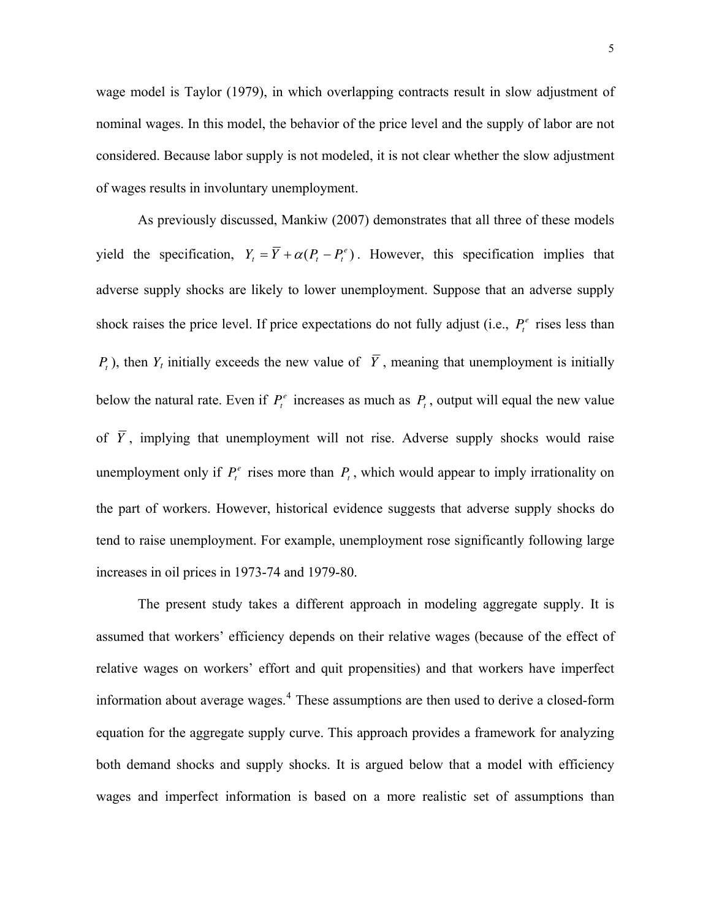wage model is Taylor (1979), in which overlapping contracts result in slow adjustment of nominal wages. In this model, the behavior of the price level and the supply of labor are not considered. Because labor supply is not modeled, it is not clear whether the slow adjustment of wages results in involuntary unemployment.

As previously discussed, Mankiw (2007) demonstrates that all three of these models yield the specification, $Y_t = \overline{Y} + \alpha(P_t - P_t^e)$. However, this specification implies that adverse supply shocks are likely to lower unemployment. Suppose that an adverse supply shock raises the price level. If price expectations do not fully adjust (i.e., $P_t^e$ rises less than $P_t$), then $Y_t$ initially exceeds the new value of $\overline{Y}$, meaning that unemployment is initially below the natural rate. Even if $P_t^e$ increases as much as $P_t$, output will equal the new value of $\overline{Y}$, implying that unemployment will not rise. Adverse supply shocks would raise unemployment only if $P_t^e$ rises more than $P_t$, which would appear to imply irrationality on the part of workers. However, historical evidence suggests that adverse supply shocks do tend to raise unemployment. For example, unemployment rose significantly following large increases in oil prices in 1973-74 and 1979-80.

The present study takes a different approach in modeling aggregate supply. It is assumed that workers' efficiency depends on their relative wages (because of the effect of relative wages on workers' effort and quit propensities) and that workers have imperfect information about average wages.[4] These assumptions are then used to derive a closed-form equation for the aggregate supply curve. This approach provides a framework for analyzing both demand shocks and supply shocks. It is argued below that a model with efficiency wages and imperfect information is based on a more realistic set of assumptions than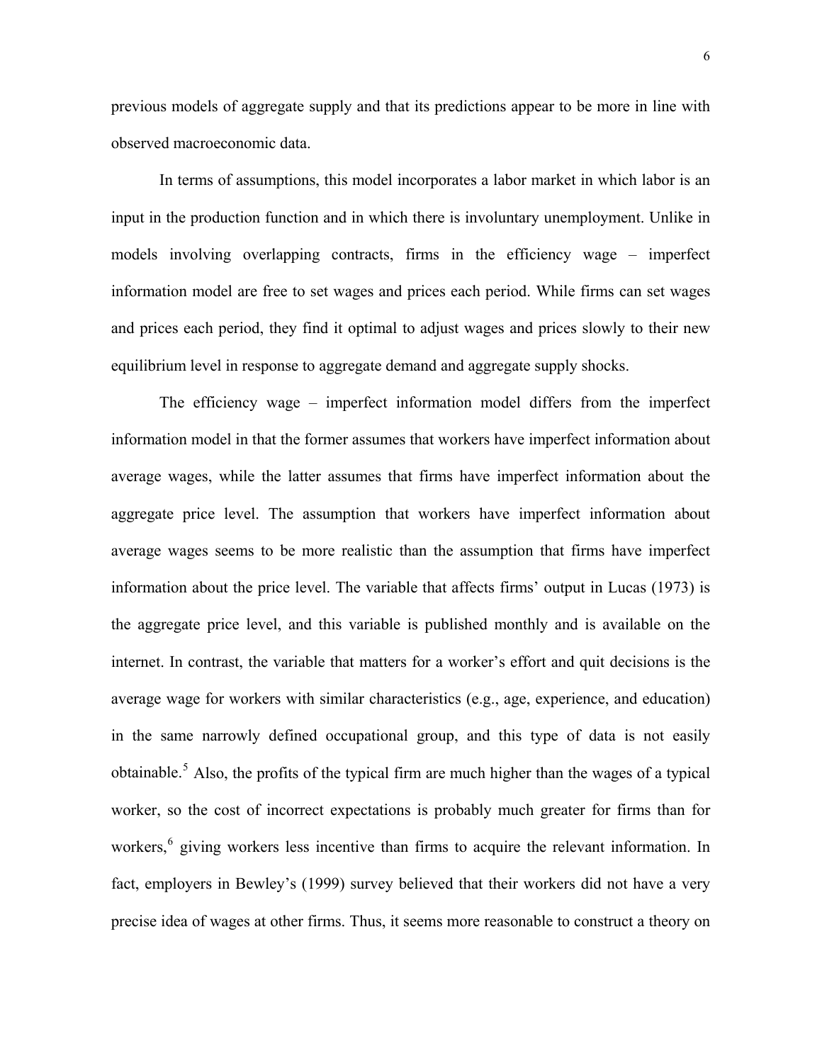previous models of aggregate supply and that its predictions appear to be more in line with observed macroeconomic data.

In terms of assumptions, this model incorporates a labor market in which labor is an input in the production function and in which there is involuntary unemployment. Unlike in models involving overlapping contracts, firms in the efficiency wage – imperfect information model are free to set wages and prices each period. While firms can set wages and prices each period, they find it optimal to adjust wages and prices slowly to their new equilibrium level in response to aggregate demand and aggregate supply shocks.

The efficiency wage – imperfect information model differs from the imperfect information model in that the former assumes that workers have imperfect information about average wages, while the latter assumes that firms have imperfect information about the aggregate price level. The assumption that workers have imperfect information about average wages seems to be more realistic than the assumption that firms have imperfect information about the price level. The variable that affects firms' output in Lucas (1973) is the aggregate price level, and this variable is published monthly and is available on the internet. In contrast, the variable that matters for a worker's effort and quit decisions is the average wage for workers with similar characteristics (e.g., age, experience, and education) in the same narrowly defined occupational group, and this type of data is not easily obtainable.[5] Also, the profits of the typical firm are much higher than the wages of a typical worker, so the cost of incorrect expectations is probably much greater for firms than for workers,[6] giving workers less incentive than firms to acquire the relevant information. In fact, employers in Bewley's (1999) survey believed that their workers did not have a very precise idea of wages at other firms. Thus, it seems more reasonable to construct a theory on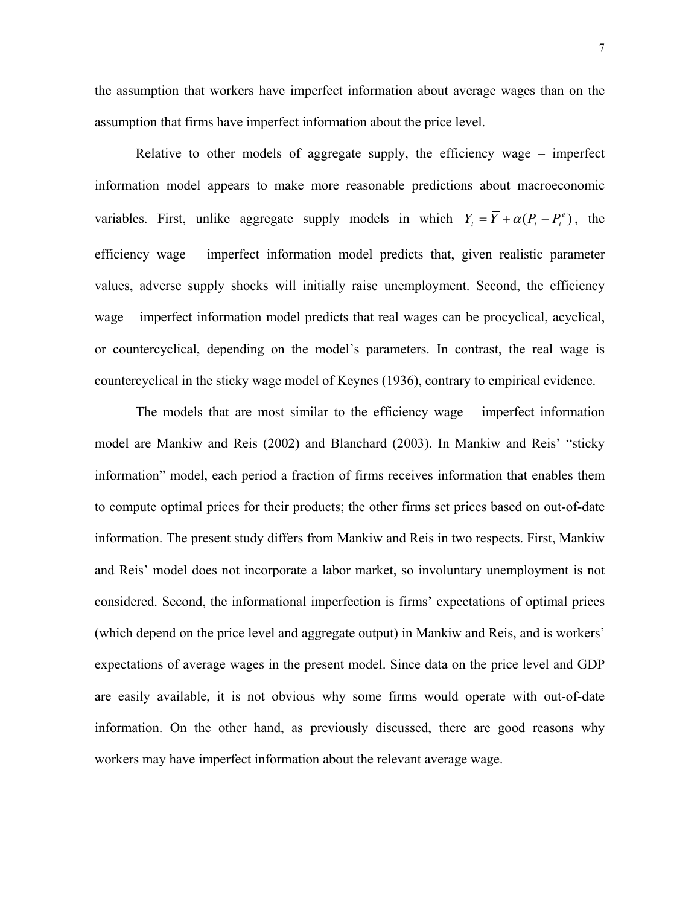the assumption that workers have imperfect information about average wages than on the assumption that firms have imperfect information about the price level.

Relative to other models of aggregate supply, the efficiency wage – imperfect information model appears to make more reasonable predictions about macroeconomic variables. First, unlike aggregate supply models in which $Y_t = \overline{Y} + \alpha(P_t - P_t^e)$, the efficiency wage – imperfect information model predicts that, given realistic parameter values, adverse supply shocks will initially raise unemployment. Second, the efficiency wage – imperfect information model predicts that real wages can be procyclical, acyclical, or countercyclical, depending on the model's parameters. In contrast, the real wage is countercyclical in the sticky wage model of Keynes (1936), contrary to empirical evidence.

The models that are most similar to the efficiency wage – imperfect information model are Mankiw and Reis (2002) and Blanchard (2003). In Mankiw and Reis' "sticky information" model, each period a fraction of firms receives information that enables them to compute optimal prices for their products; the other firms set prices based on out-of-date information. The present study differs from Mankiw and Reis in two respects. First, Mankiw and Reis' model does not incorporate a labor market, so involuntary unemployment is not considered. Second, the informational imperfection is firms' expectations of optimal prices (which depend on the price level and aggregate output) in Mankiw and Reis, and is workers' expectations of average wages in the present model. Since data on the price level and GDP are easily available, it is not obvious why some firms would operate with out-of-date information. On the other hand, as previously discussed, there are good reasons why workers may have imperfect information about the relevant average wage.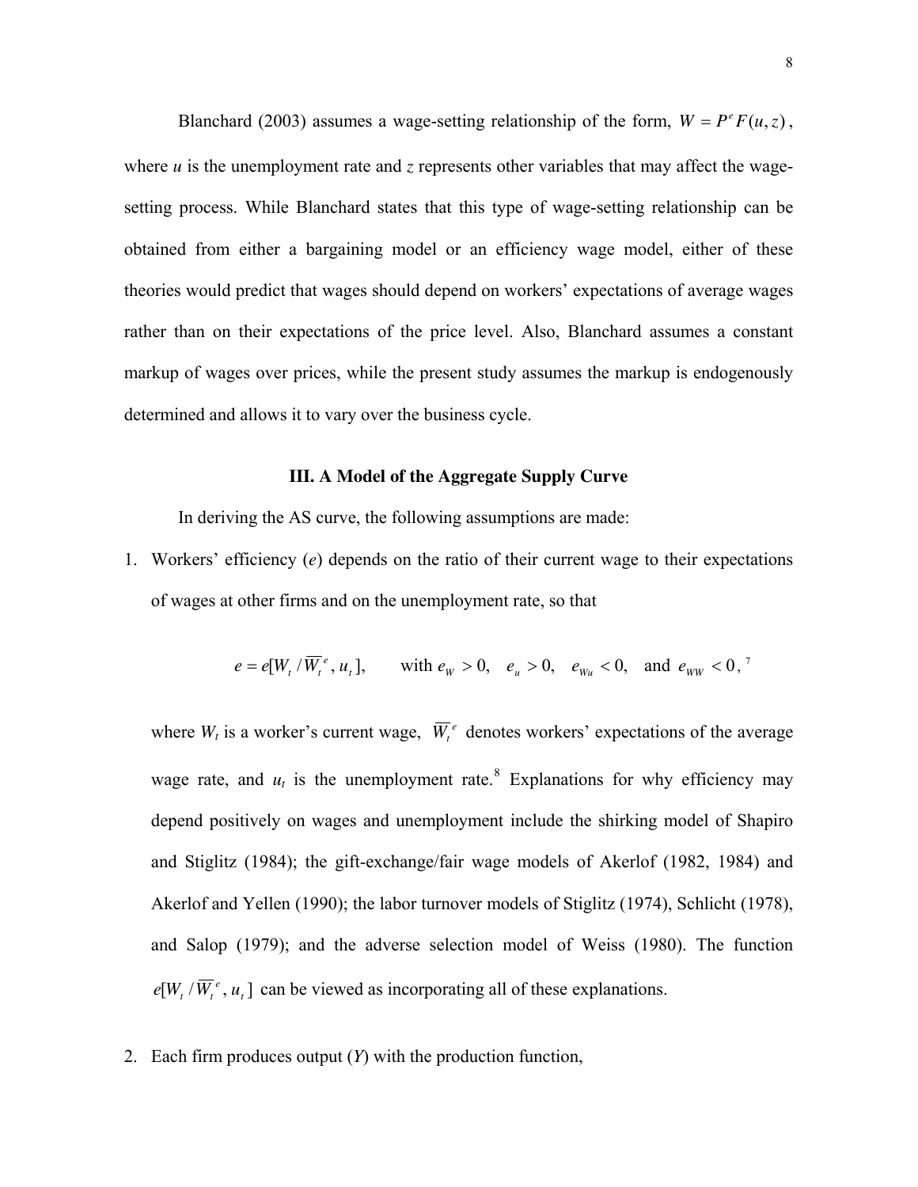Blanchard (2003) assumes a wage-setting relationship of the form, $W = P^e F(u, z)$, where *u* is the unemployment rate and *z* represents other variables that may affect the wage-setting process. While Blanchard states that this type of wage-setting relationship can be obtained from either a bargaining model or an efficiency wage model, either of these theories would predict that wages should depend on workers' expectations of average wages rather than on their expectations of the price level. Also, Blanchard assumes a constant markup of wages over prices, while the present study assumes the markup is endogenously determined and allows it to vary over the business cycle.

### III. A Model of the Aggregate Supply Curve

In deriving the AS curve, the following assumptions are made:

1. Workers' efficiency (*e*) depends on the ratio of their current wage to their expectations of wages at other firms and on the unemployment rate, so that

   $$e = e[W_t / \overline{W}_t^{\,e}, u_t], \qquad \text{with } e_W > 0, \quad e_u > 0, \quad e_{Wu} < 0, \quad \text{and } e_{WW} < 0,$$ [7]

   where $W_t$ is a worker's current wage, $\overline{W}_t^{\,e}$ denotes workers' expectations of the average wage rate, and $u_t$ is the unemployment rate.[8] Explanations for why efficiency may depend positively on wages and unemployment include the shirking model of Shapiro and Stiglitz (1984); the gift-exchange/fair wage models of Akerlof (1982, 1984) and Akerlof and Yellen (1990); the labor turnover models of Stiglitz (1974), Schlicht (1978), and Salop (1979); and the adverse selection model of Weiss (1980). The function $e[W_t / \overline{W}_t^{\,e}, u_t]$ can be viewed as incorporating all of these explanations.

2. Each firm produces output (*Y*) with the production function,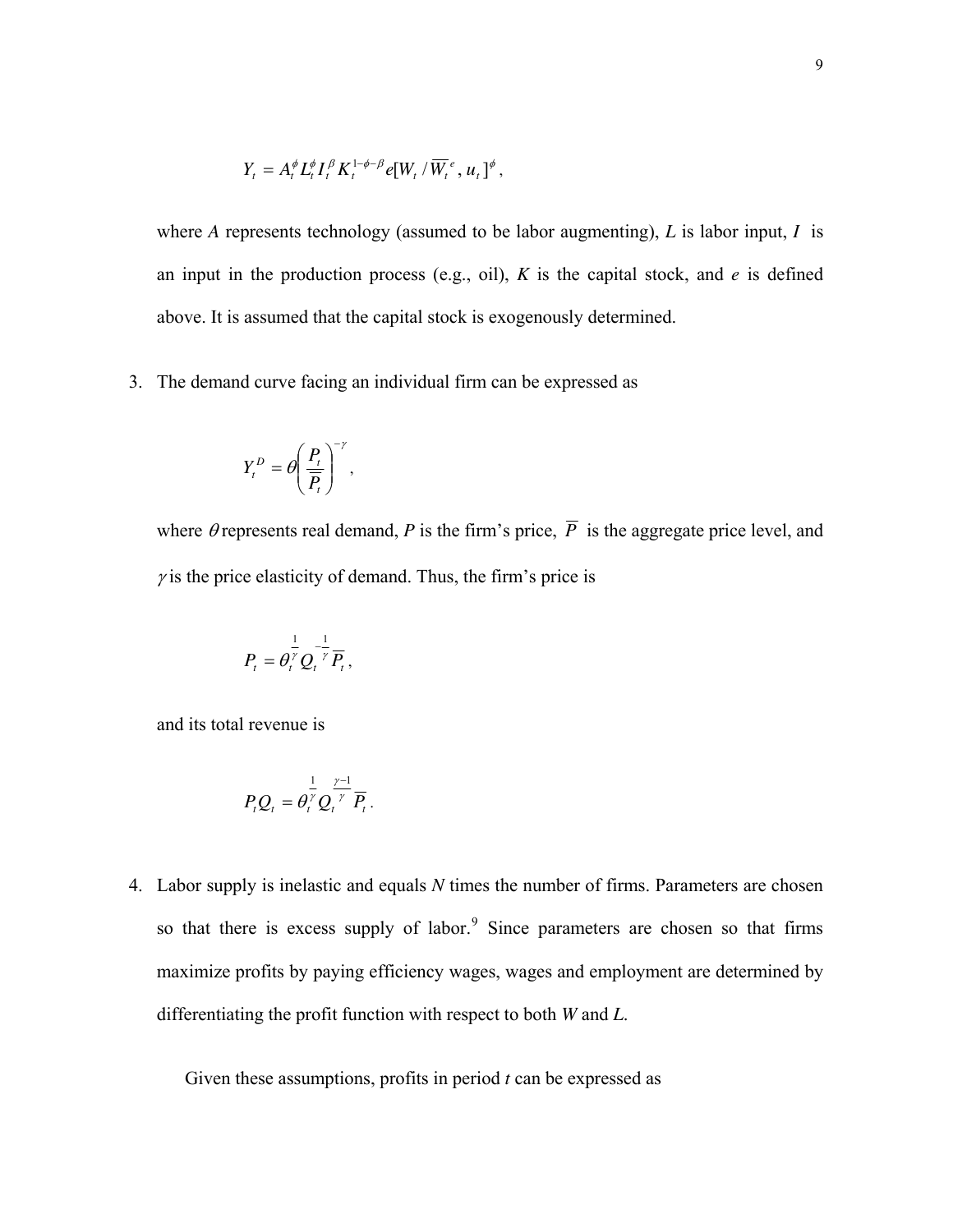$$Y_t = A_t^{\phi} L_t^{\phi} I_t^{\beta} K_t^{1-\phi-\beta} e[W_t / \overline{W}_t^{\,e}, u_t]^{\phi},$$

where $A$ represents technology (assumed to be labor augmenting), $L$ is labor input, $I$ is an input in the production process (e.g., oil), $K$ is the capital stock, and $e$ is defined above. It is assumed that the capital stock is exogenously determined.

3. The demand curve facing an individual firm can be expressed as

$$Y_t^D = \theta \left( \frac{P_t}{\overline{P}_t} \right)^{-\gamma},$$

where $\theta$ represents real demand, $P$ is the firm's price, $\overline{P}$ is the aggregate price level, and $\gamma$ is the price elasticity of demand. Thus, the firm's price is

$$P_t = \theta_t^{\frac{1}{\gamma}} Q_t^{-\frac{1}{\gamma}} \overline{P}_t,$$

and its total revenue is

$$P_t Q_t = \theta_t^{\frac{1}{\gamma}} Q_t^{\frac{\gamma-1}{\gamma}} \overline{P}_t.$$

4. Labor supply is inelastic and equals $N$ times the number of firms. Parameters are chosen so that there is excess supply of labor.[9] Since parameters are chosen so that firms maximize profits by paying efficiency wages, wages and employment are determined by differentiating the profit function with respect to both $W$ and $L$.

Given these assumptions, profits in period $t$ can be expressed as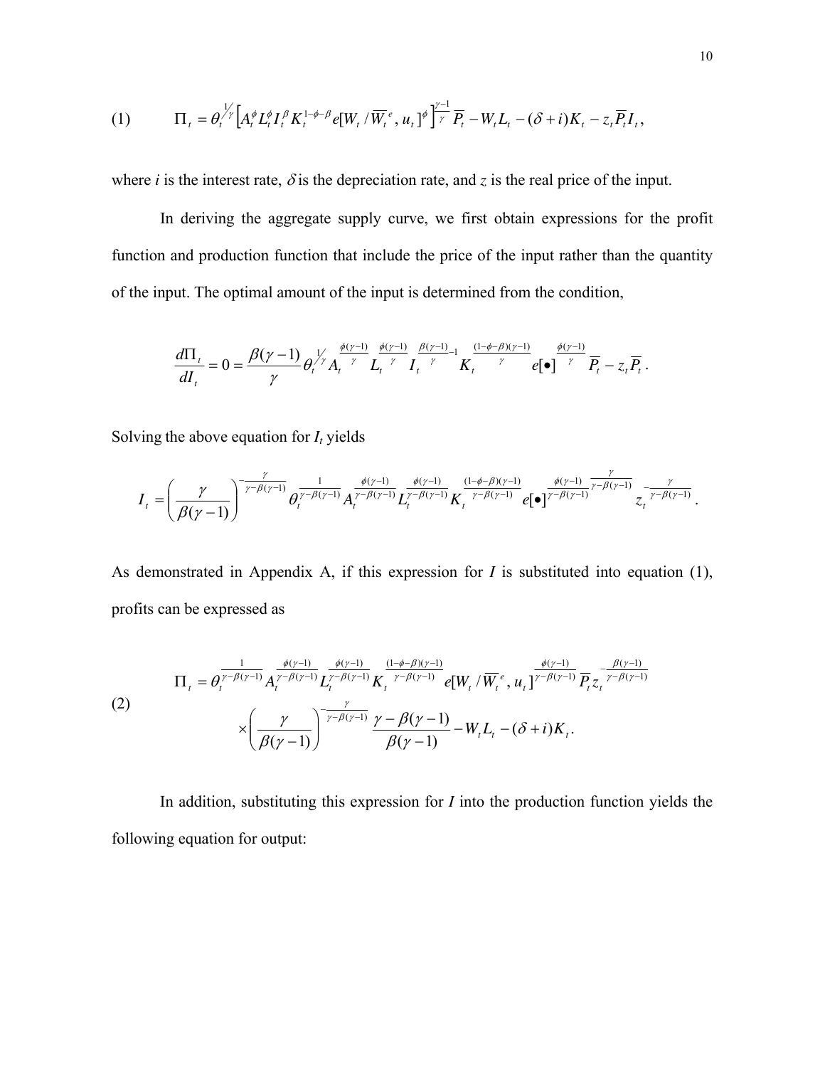(1) $$\Pi_t = \theta_t^{1/\gamma}\left[A_t^{\phi}L_t^{\phi}I_t^{\beta}K_t^{1-\phi-\beta}e[W_t/\overline{W}_t^{\,e}, u_t]^{\phi}\right]^{\frac{\gamma-1}{\gamma}}\overline{P}_t - W_tL_t - (\delta+i)K_t - z_t\overline{P}_tI_t,$$

where $i$ is the interest rate, $\delta$ is the depreciation rate, and $z$ is the real price of the input.

In deriving the aggregate supply curve, we first obtain expressions for the profit function and production function that include the price of the input rather than the quantity of the input. The optimal amount of the input is determined from the condition,

$$\frac{d\Pi_t}{dI_t} = 0 = \frac{\beta(\gamma-1)}{\gamma}\theta_t^{1/\gamma}A_t^{\frac{\phi(\gamma-1)}{\gamma}}L_t^{\frac{\phi(\gamma-1)}{\gamma}}I_t^{\frac{\beta(\gamma-1)}{\gamma}-1}K_t^{\frac{(1-\phi-\beta)(\gamma-1)}{\gamma}}e[\bullet]^{\frac{\phi(\gamma-1)}{\gamma}}\overline{P}_t - z_t\overline{P}_t\,.$$

Solving the above equation for $I_t$ yields

$$I_t = \left(\frac{\gamma}{\beta(\gamma-1)}\right)^{-\frac{\gamma}{\gamma-\beta(\gamma-1)}}\theta_t^{\frac{1}{\gamma-\beta(\gamma-1)}}A_t^{\frac{\phi(\gamma-1)}{\gamma-\beta(\gamma-1)}}L_t^{\frac{\phi(\gamma-1)}{\gamma-\beta(\gamma-1)}}K_t^{\frac{(1-\phi-\beta)(\gamma-1)}{\gamma-\beta(\gamma-1)}}e[\bullet]^{\frac{\phi(\gamma-1)}{\gamma-\beta(\gamma-1)}\frac{\gamma}{\gamma-\beta(\gamma-1)}}z_t^{-\frac{\gamma}{\gamma-\beta(\gamma-1)}}\,.$$

As demonstrated in Appendix A, if this expression for $I$ is substituted into equation (1), profits can be expressed as

(2) $$\begin{aligned}\Pi_t = {} & \theta_t^{\frac{1}{\gamma-\beta(\gamma-1)}}A_t^{\frac{\phi(\gamma-1)}{\gamma-\beta(\gamma-1)}}L_t^{\frac{\phi(\gamma-1)}{\gamma-\beta(\gamma-1)}}K_t^{\frac{(1-\phi-\beta)(\gamma-1)}{\gamma-\beta(\gamma-1)}}e[W_t/\overline{W}_t^{\,e}, u_t]^{\frac{\phi(\gamma-1)}{\gamma-\beta(\gamma-1)}}\overline{P}_t z_t^{-\frac{\beta(\gamma-1)}{\gamma-\beta(\gamma-1)}} \\ & \times\left(\frac{\gamma}{\beta(\gamma-1)}\right)^{-\frac{\gamma}{\gamma-\beta(\gamma-1)}}\frac{\gamma-\beta(\gamma-1)}{\beta(\gamma-1)} - W_tL_t - (\delta+i)K_t.\end{aligned}$$

In addition, substituting this expression for $I$ into the production function yields the following equation for output: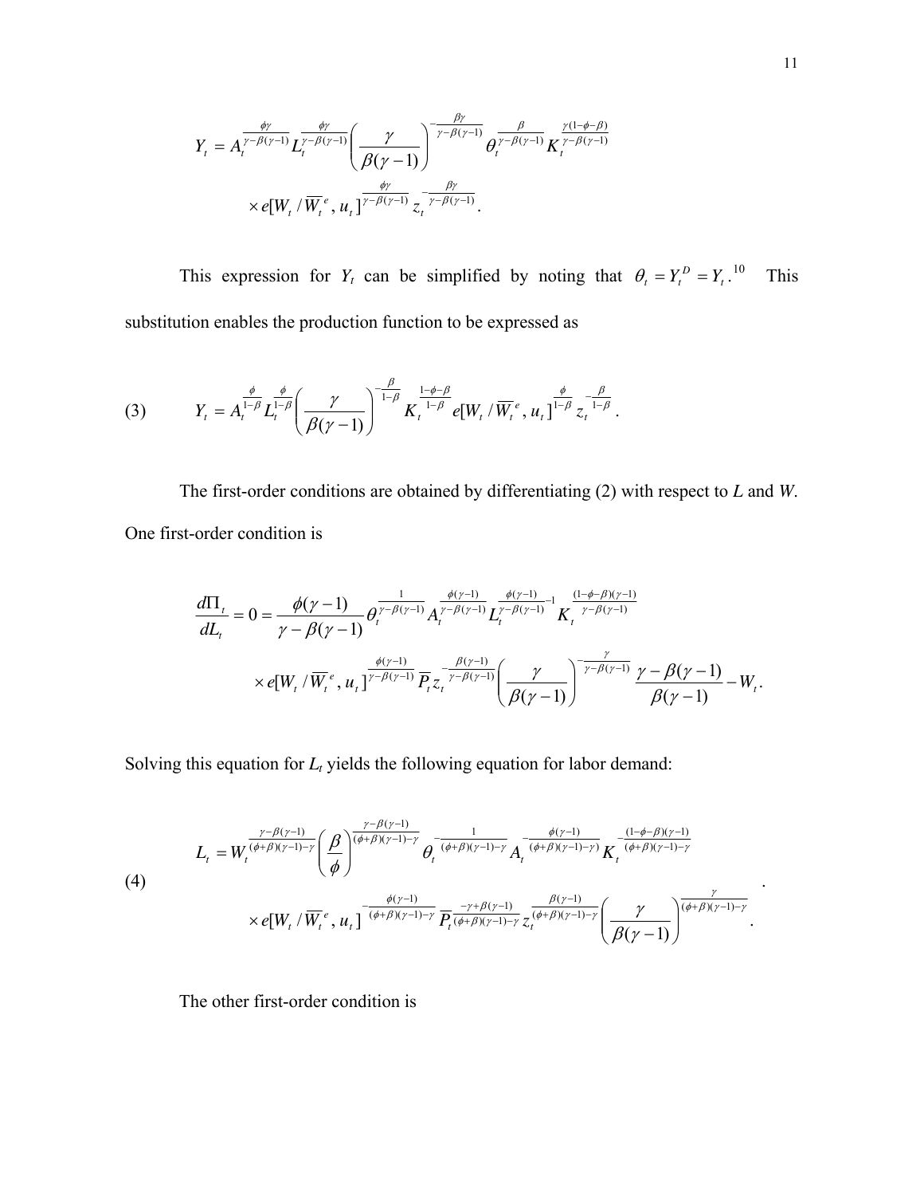$$Y_t = A_t^{\frac{\phi\gamma}{\gamma-\beta(\gamma-1)}} L_t^{\frac{\phi\gamma}{\gamma-\beta(\gamma-1)}} \left(\frac{\gamma}{\beta(\gamma-1)}\right)^{-\frac{\beta\gamma}{\gamma-\beta(\gamma-1)}} \theta_t^{\frac{\beta}{\gamma-\beta(\gamma-1)}} K_t^{\frac{\gamma(1-\phi-\beta)}{\gamma-\beta(\gamma-1)}}$$
$$\times e[W_t / \overline{W}_t^{\,e}, u_t]^{\frac{\phi\gamma}{\gamma-\beta(\gamma-1)}} z_t^{-\frac{\beta\gamma}{\gamma-\beta(\gamma-1)}}.$$

This expression for $Y_t$ can be simplified by noting that $\theta_t = Y_t^D = Y_t$.[10] This substitution enables the production function to be expressed as

$$(3) \qquad Y_t = A_t^{\frac{\phi}{1-\beta}} L_t^{\frac{\phi}{1-\beta}} \left(\frac{\gamma}{\beta(\gamma-1)}\right)^{-\frac{\beta}{1-\beta}} K_t^{\frac{1-\phi-\beta}{1-\beta}} e[W_t / \overline{W}_t^{\,e}, u_t]^{\frac{\phi}{1-\beta}} z_t^{-\frac{\beta}{1-\beta}}.$$

The first-order conditions are obtained by differentiating (2) with respect to $L$ and $W$. One first-order condition is

$$\frac{d\Pi_t}{dL_t} = 0 = \frac{\phi(\gamma-1)}{\gamma-\beta(\gamma-1)} \theta_t^{\frac{1}{\gamma-\beta(\gamma-1)}} A_t^{\frac{\phi(\gamma-1)}{\gamma-\beta(\gamma-1)}} L_t^{\frac{\phi(\gamma-1)}{\gamma-\beta(\gamma-1)}-1} K_t^{\frac{(1-\phi-\beta)(\gamma-1)}{\gamma-\beta(\gamma-1)}}$$
$$\times e[W_t / \overline{W}_t^{\,e}, u_t]^{\frac{\phi(\gamma-1)}{\gamma-\beta(\gamma-1)}} \overline{P}_t z_t^{-\frac{\beta(\gamma-1)}{\gamma-\beta(\gamma-1)}} \left(\frac{\gamma}{\beta(\gamma-1)}\right)^{-\frac{\gamma}{\gamma-\beta(\gamma-1)}} \frac{\gamma-\beta(\gamma-1)}{\beta(\gamma-1)} - W_t.$$

Solving this equation for $L_t$ yields the following equation for labor demand:

$$(4) \qquad L_t = W_t^{\frac{\gamma-\beta(\gamma-1)}{(\phi+\beta)(\gamma-1)-\gamma}} \left(\frac{\beta}{\phi}\right)^{\frac{\gamma-\beta(\gamma-1)}{(\phi+\beta)(\gamma-1)-\gamma}} \theta_t^{-\frac{1}{(\phi+\beta)(\gamma-1)-\gamma}} A_t^{-\frac{\phi(\gamma-1)}{(\phi+\beta)(\gamma-1)-\gamma}} K_t^{-\frac{(1-\phi-\beta)(\gamma-1)}{(\phi+\beta)(\gamma-1)-\gamma}}$$
$$\times e[W_t / \overline{W}_t^{\,e}, u_t]^{-\frac{\phi(\gamma-1)}{(\phi+\beta)(\gamma-1)-\gamma}} \overline{P}_t^{\frac{-\gamma+\beta(\gamma-1)}{(\phi+\beta)(\gamma-1)-\gamma}} z_t^{\frac{\beta(\gamma-1)}{(\phi+\beta)(\gamma-1)-\gamma}} \left(\frac{\gamma}{\beta(\gamma-1)}\right)^{\frac{\gamma}{(\phi+\beta)(\gamma-1)-\gamma}}.$$

The other first-order condition is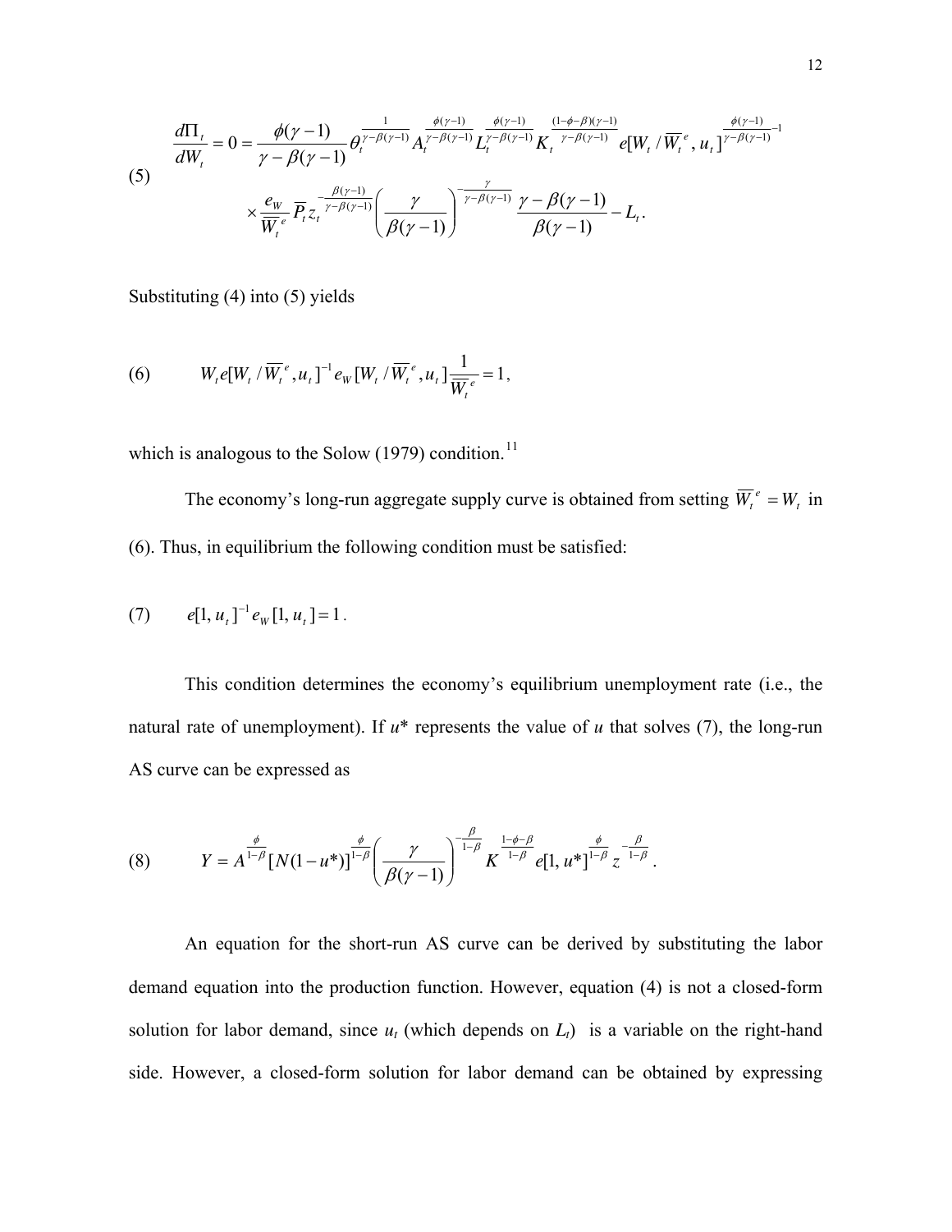$$\frac{d\Pi_t}{dW_t} = 0 = \frac{\phi(\gamma-1)}{\gamma-\beta(\gamma-1)} \theta_t^{\frac{1}{\gamma-\beta(\gamma-1)}} A_t^{\frac{\phi(\gamma-1)}{\gamma-\beta(\gamma-1)}} L_t^{\frac{\phi(\gamma-1)}{\gamma-\beta(\gamma-1)}} K_t^{\frac{(1-\phi-\beta)(\gamma-1)}{\gamma-\beta(\gamma-1)}} e[W_t / \overline{W}_t^e, u_t]^{\frac{\phi(\gamma-1)}{\gamma-\beta(\gamma-1)}-1}$$

$$(5) \qquad \times \frac{e_W}{\overline{W}_t^e} \overline{P}_t z_t^{-\frac{\beta(\gamma-1)}{\gamma-\beta(\gamma-1)}} \left(\frac{\gamma}{\beta(\gamma-1)}\right)^{-\frac{\gamma}{\gamma-\beta(\gamma-1)}} \frac{\gamma-\beta(\gamma-1)}{\beta(\gamma-1)} - L_t .$$

Substituting (4) into (5) yields

$$(6) \qquad W_t e[W_t / \overline{W}_t^e, u_t]^{-1} e_W [W_t / \overline{W}_t^e, u_t] \frac{1}{\overline{W}_t^e} = 1,$$

which is analogous to the Solow (1979) condition.[11]

The economy's long-run aggregate supply curve is obtained from setting $\overline{W}_t^e = W_t$ in (6). Thus, in equilibrium the following condition must be satisfied:

$$(7) \qquad e[1, u_t]^{-1} e_W [1, u_t] = 1 .$$

This condition determines the economy's equilibrium unemployment rate (i.e., the natural rate of unemployment). If $u^*$ represents the value of $u$ that solves (7), the long-run AS curve can be expressed as

$$(8) \qquad Y = A^{\frac{\phi}{1-\beta}} [N(1-u^*)]^{\frac{\phi}{1-\beta}} \left(\frac{\gamma}{\beta(\gamma-1)}\right)^{-\frac{\beta}{1-\beta}} K^{\frac{1-\phi-\beta}{1-\beta}} e[1, u^*]^{\frac{\phi}{1-\beta}} z^{-\frac{\beta}{1-\beta}} .$$

An equation for the short-run AS curve can be derived by substituting the labor demand equation into the production function. However, equation (4) is not a closed-form solution for labor demand, since $u_t$ (which depends on $L_t$) is a variable on the right-hand side. However, a closed-form solution for labor demand can be obtained by expressing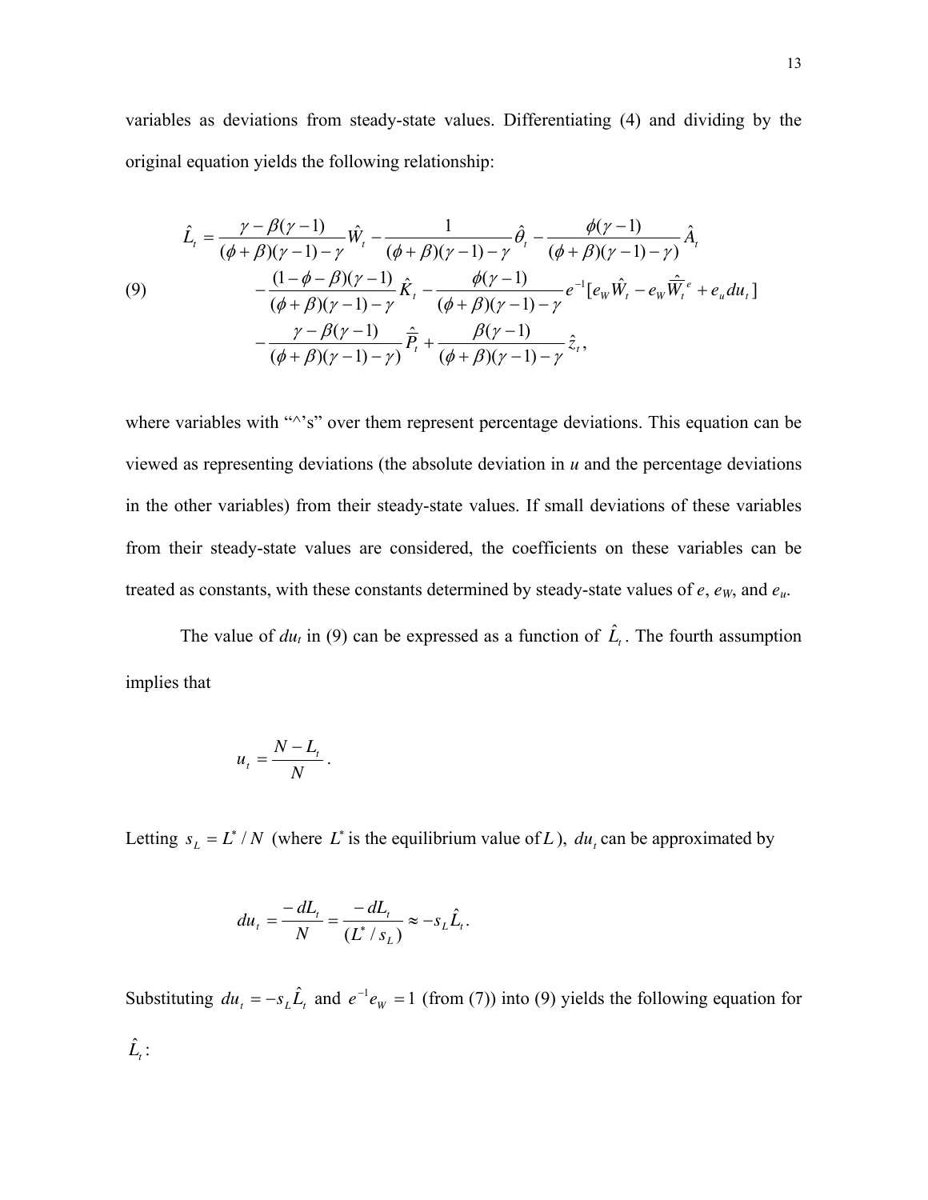variables as deviations from steady-state values. Differentiating (4) and dividing by the original equation yields the following relationship:

$$
\begin{aligned}
(9) \qquad \hat{L}_t = & \frac{\gamma - \beta(\gamma-1)}{(\phi+\beta)(\gamma-1)-\gamma}\hat{W}_t - \frac{1}{(\phi+\beta)(\gamma-1)-\gamma}\hat{\theta}_t - \frac{\phi(\gamma-1)}{(\phi+\beta)(\gamma-1)-\gamma)}\hat{A}_t \\
& - \frac{(1-\phi-\beta)(\gamma-1)}{(\phi+\beta)(\gamma-1)-\gamma}\hat{K}_t - \frac{\phi(\gamma-1)}{(\phi+\beta)(\gamma-1)-\gamma}e^{-1}[e_W\hat{W}_t - e_W\hat{\overline{W}}{}_t^e + e_u du_t] \\
& - \frac{\gamma - \beta(\gamma-1)}{(\phi+\beta)(\gamma-1)-\gamma)}\hat{\overline{P}}_t + \frac{\beta(\gamma-1)}{(\phi+\beta)(\gamma-1)-\gamma}\hat{z}_t,
\end{aligned}
$$

where variables with "^'s" over them represent percentage deviations. This equation can be viewed as representing deviations (the absolute deviation in $u$ and the percentage deviations in the other variables) from their steady-state values. If small deviations of these variables from their steady-state values are considered, the coefficients on these variables can be treated as constants, with these constants determined by steady-state values of $e$, $e_W$, and $e_u$.

The value of $du_t$ in (9) can be expressed as a function of $\hat{L}_t$. The fourth assumption implies that

$$u_t = \frac{N - L_t}{N}.$$

Letting $s_L = L^*/N$ (where $L^*$ is the equilibrium value of $L$), $du_t$ can be approximated by

$$du_t = \frac{-dL_t}{N} = \frac{-dL_t}{(L^*/s_L)} \approx -s_L\hat{L}_t.$$

Substituting $du_t = -s_L\hat{L}_t$ and $e^{-1}e_W = 1$ (from (7)) into (9) yields the following equation for $\hat{L}_t$: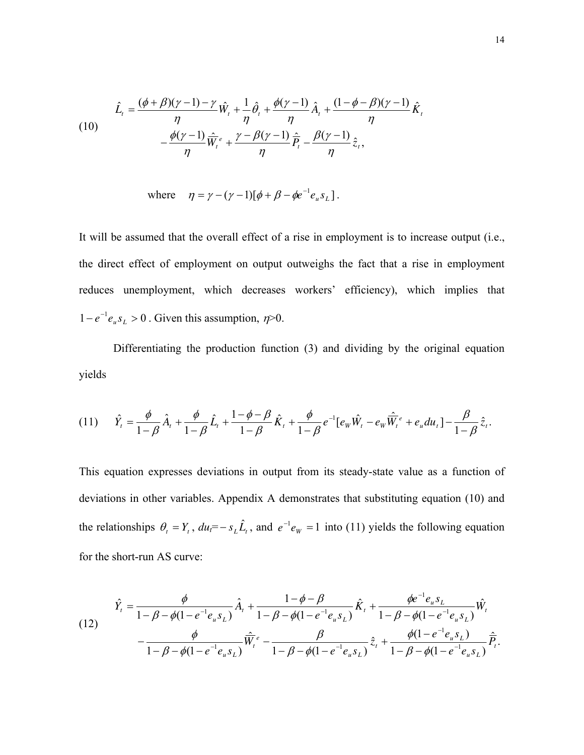$$
(10) \qquad \begin{aligned} \hat{L}_t = {} & \frac{(\phi+\beta)(\gamma-1)-\gamma}{\eta}\hat{W}_t + \frac{1}{\eta}\hat{\theta}_t + \frac{\phi(\gamma-1)}{\eta}\hat{A}_t + \frac{(1-\phi-\beta)(\gamma-1)}{\eta}\hat{K}_t \\ & - \frac{\phi(\gamma-1)}{\eta}\hat{\bar{W}}_t^e + \frac{\gamma-\beta(\gamma-1)}{\eta}\hat{\bar{P}}_t - \frac{\beta(\gamma-1)}{\eta}\hat{z}_t, \end{aligned}
$$

where $\quad \eta = \gamma - (\gamma-1)[\phi + \beta - \phi e^{-1} e_u s_L]$.

It will be assumed that the overall effect of a rise in employment is to increase output (i.e., the direct effect of employment on output outweighs the fact that a rise in employment reduces unemployment, which decreases workers' efficiency), which implies that $1 - e^{-1} e_u s_L > 0$. Given this assumption, $\eta > 0$.

Differentiating the production function (3) and dividing by the original equation yields

$$
(11) \qquad \hat{Y}_t = \frac{\phi}{1-\beta}\hat{A}_t + \frac{\phi}{1-\beta}\hat{L}_t + \frac{1-\phi-\beta}{1-\beta}\hat{K}_t + \frac{\phi}{1-\beta}e^{-1}[e_W \hat{W}_t - e_W \hat{\bar{W}}_t^e + e_u du_t] - \frac{\beta}{1-\beta}\hat{z}_t.
$$

This equation expresses deviations in output from its steady-state value as a function of deviations in other variables. Appendix A demonstrates that substituting equation (10) and the relationships $\theta_t = Y_t$, $du_t = -s_L \hat{L}_t$, and $e^{-1} e_W = 1$ into (11) yields the following equation for the short-run AS curve:

$$
(12) \qquad \begin{aligned} \hat{Y}_t = {} & \frac{\phi}{1-\beta-\phi(1-e^{-1}e_u s_L)}\hat{A}_t + \frac{1-\phi-\beta}{1-\beta-\phi(1-e^{-1}e_u s_L)}\hat{K}_t + \frac{\phi e^{-1} e_u s_L}{1-\beta-\phi(1-e^{-1}e_u s_L)}\hat{W}_t \\ & - \frac{\phi}{1-\beta-\phi(1-e^{-1}e_u s_L)}\hat{\bar{W}}_t^e - \frac{\beta}{1-\beta-\phi(1-e^{-1}e_u s_L)}\hat{z}_t + \frac{\phi(1-e^{-1}e_u s_L)}{1-\beta-\phi(1-e^{-1}e_u s_L)}\hat{\bar{P}}_t. \end{aligned}
$$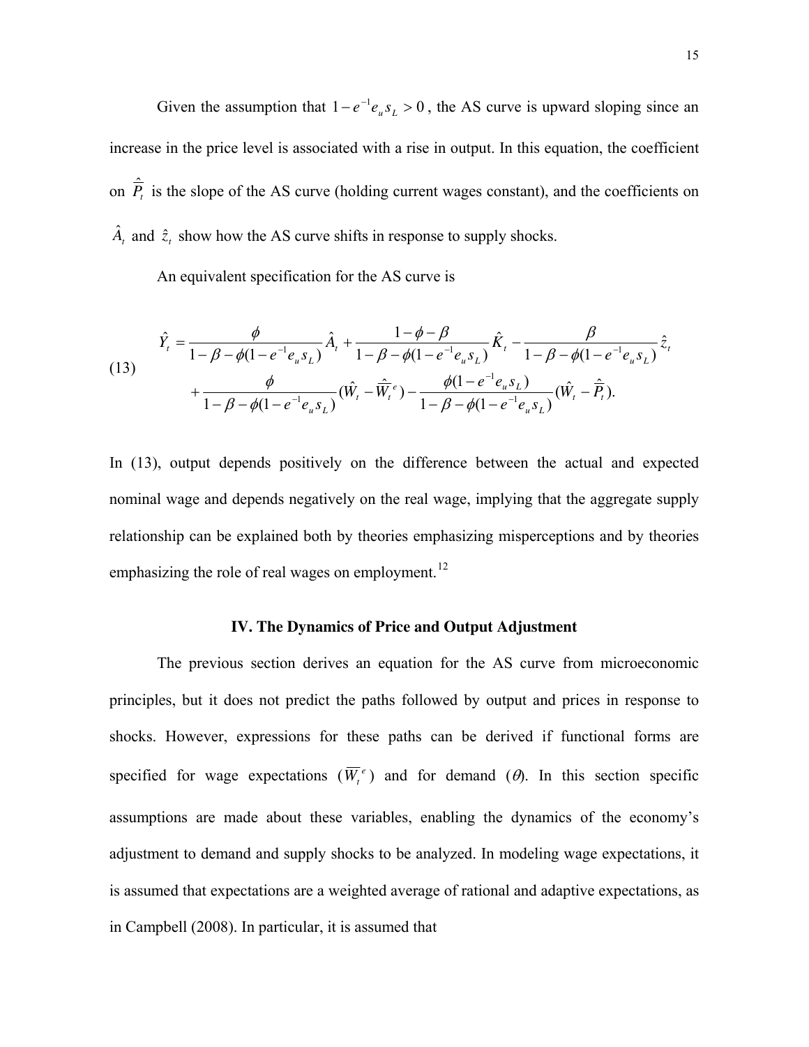Given the assumption that $1 - e^{-1}e_u s_L > 0$, the AS curve is upward sloping since an increase in the price level is associated with a rise in output. In this equation, the coefficient on $\hat{\overline{P}}_t$ is the slope of the AS curve (holding current wages constant), and the coefficients on $\hat{A}_t$ and $\hat{z}_t$ show how the AS curve shifts in response to supply shocks.

An equivalent specification for the AS curve is

$$
\begin{aligned}
\hat{Y}_t = & \frac{\phi}{1-\beta-\phi(1-e^{-1}e_u s_L)}\hat{A}_t + \frac{1-\phi-\beta}{1-\beta-\phi(1-e^{-1}e_u s_L)}\hat{K}_t - \frac{\beta}{1-\beta-\phi(1-e^{-1}e_u s_L)}\hat{z}_t \\
& + \frac{\phi}{1-\beta-\phi(1-e^{-1}e_u s_L)}(\hat{W}_t - \hat{\overline{W}}_t^e) - \frac{\phi(1-e^{-1}e_u s_L)}{1-\beta-\phi(1-e^{-1}e_u s_L)}(\hat{W}_t - \hat{\overline{P}}_t).
\end{aligned} \tag{13}
$$

In (13), output depends positively on the difference between the actual and expected nominal wage and depends negatively on the real wage, implying that the aggregate supply relationship can be explained both by theories emphasizing misperceptions and by theories emphasizing the role of real wages on employment.[12]

## IV. The Dynamics of Price and Output Adjustment

The previous section derives an equation for the AS curve from microeconomic principles, but it does not predict the paths followed by output and prices in response to shocks. However, expressions for these paths can be derived if functional forms are specified for wage expectations ($\overline{W}_t^e$) and for demand ($\theta$). In this section specific assumptions are made about these variables, enabling the dynamics of the economy's adjustment to demand and supply shocks to be analyzed. In modeling wage expectations, it is assumed that expectations are a weighted average of rational and adaptive expectations, as in Campbell (2008). In particular, it is assumed that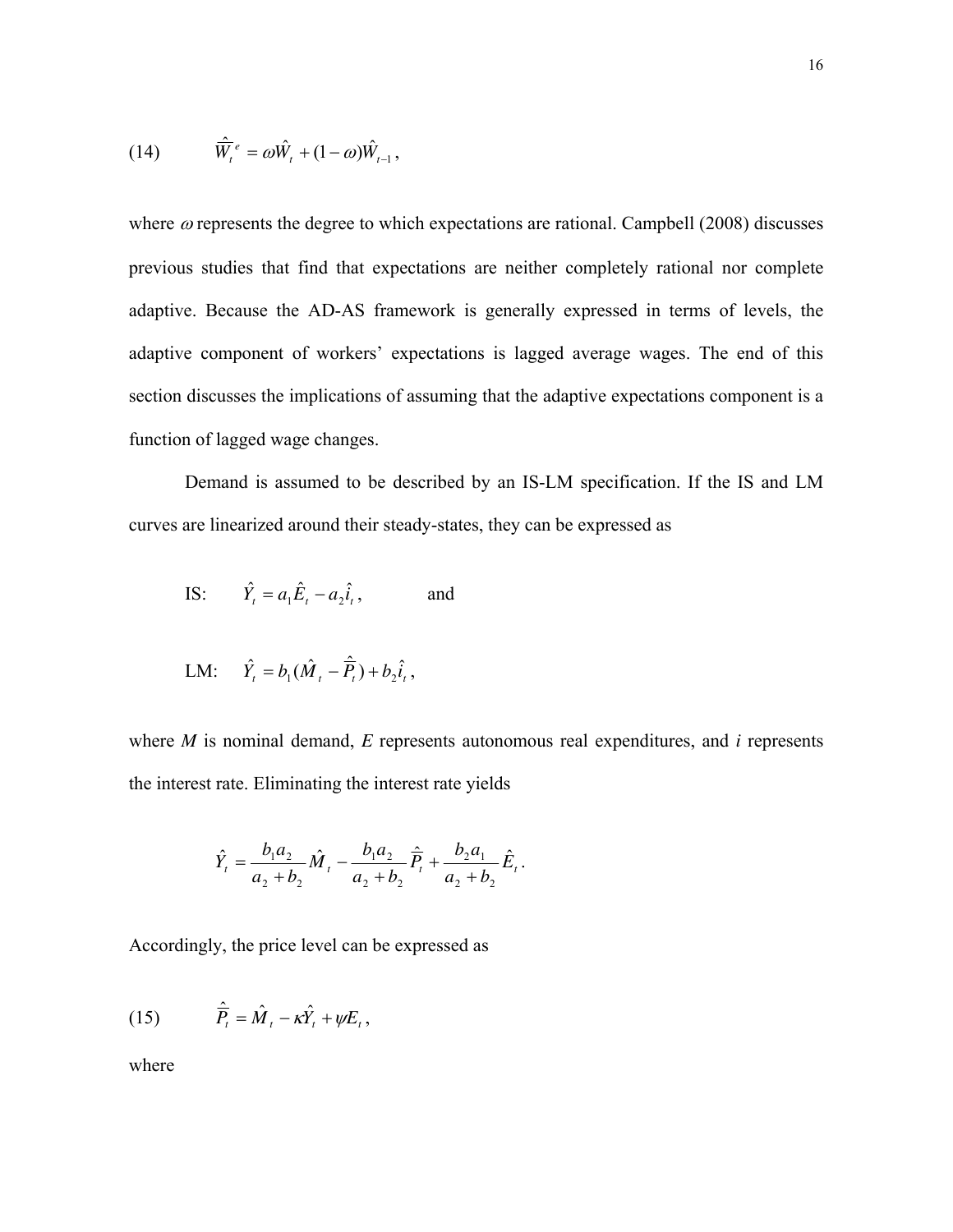$$(14) \qquad \hat{\bar{W}}_t^e = \omega \hat{W}_t + (1-\omega)\hat{W}_{t-1},$$

where $\omega$ represents the degree to which expectations are rational. Campbell (2008) discusses previous studies that find that expectations are neither completely rational nor complete adaptive. Because the AD-AS framework is generally expressed in terms of levels, the adaptive component of workers' expectations is lagged average wages. The end of this section discusses the implications of assuming that the adaptive expectations component is a function of lagged wage changes.

Demand is assumed to be described by an IS-LM specification. If the IS and LM curves are linearized around their steady-states, they can be expressed as

IS: $\quad \hat{Y}_t = a_1 \hat{E}_t - a_2 \hat{i}_t,$ $\qquad$ and

LM: $\quad \hat{Y}_t = b_1(\hat{M}_t - \hat{\bar{P}}_t) + b_2 \hat{i}_t,$

where $M$ is nominal demand, $E$ represents autonomous real expenditures, and $i$ represents the interest rate. Eliminating the interest rate yields

$$\hat{Y}_t = \frac{b_1 a_2}{a_2 + b_2}\hat{M}_t - \frac{b_1 a_2}{a_2 + b_2}\hat{\bar{P}}_t + \frac{b_2 a_1}{a_2 + b_2}\hat{E}_t.$$

Accordingly, the price level can be expressed as

$$(15) \qquad \hat{\bar{P}}_t = \hat{M}_t - \kappa \hat{Y}_t + \psi E_t,$$

where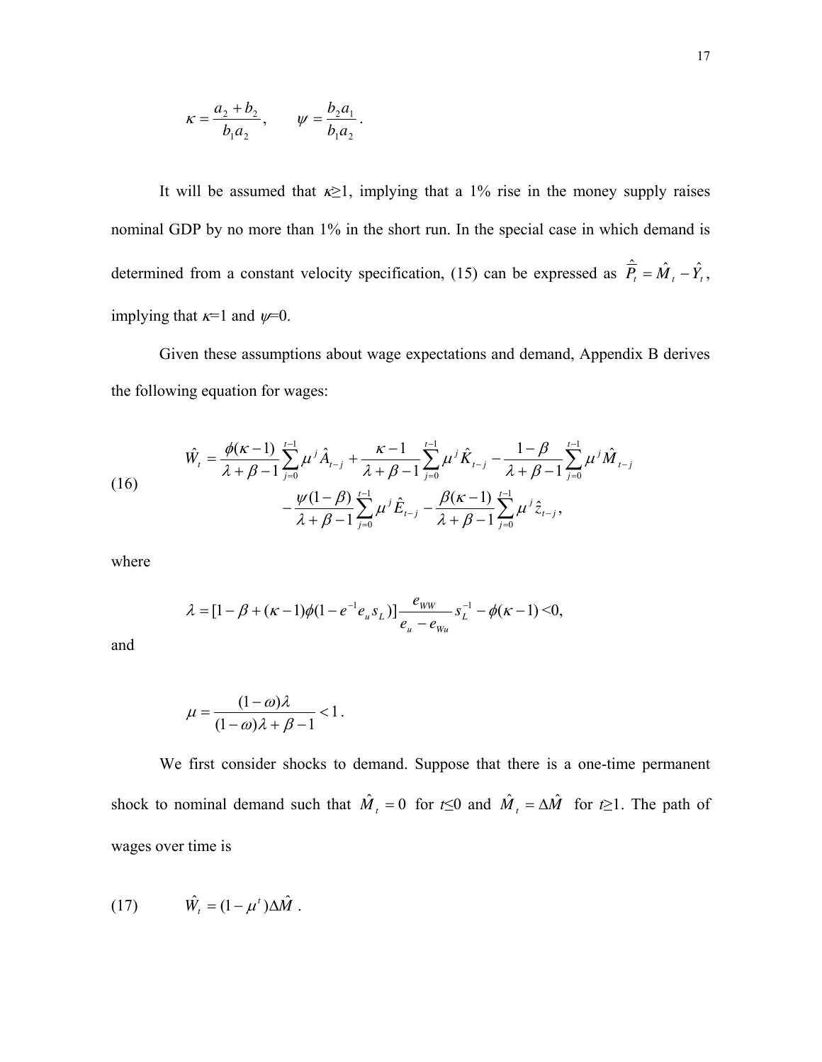$$\kappa = \frac{a_2 + b_2}{b_1 a_2}, \qquad \psi = \frac{b_2 a_1}{b_1 a_2}.$$

It will be assumed that $\kappa \geq 1$, implying that a 1% rise in the money supply raises nominal GDP by no more than 1% in the short run. In the special case in which demand is determined from a constant velocity specification, (15) can be expressed as $\hat{\overline{P}}_t = \hat{M}_t - \hat{Y}_t$, implying that $\kappa=1$ and $\psi=0$.

Given these assumptions about wage expectations and demand, Appendix B derives the following equation for wages:

$$\text{(16)} \qquad \begin{aligned} \hat{W}_t = {} & \frac{\phi(\kappa-1)}{\lambda+\beta-1}\sum_{j=0}^{t-1}\mu^j \hat{A}_{t-j} + \frac{\kappa-1}{\lambda+\beta-1}\sum_{j=0}^{t-1}\mu^j \hat{K}_{t-j} - \frac{1-\beta}{\lambda+\beta-1}\sum_{j=0}^{t-1}\mu^j \hat{M}_{t-j} \\ & - \frac{\psi(1-\beta)}{\lambda+\beta-1}\sum_{j=0}^{t-1}\mu^j \hat{E}_{t-j} - \frac{\beta(\kappa-1)}{\lambda+\beta-1}\sum_{j=0}^{t-1}\mu^j \hat{z}_{t-j}, \end{aligned}$$

where

$$\lambda = [1-\beta+(\kappa-1)\phi(1-e^{-1}e_u s_L)]\frac{e_{WW}}{e_u - e_{Wu}}s_L^{-1} - \phi(\kappa-1) < 0,$$

and

$$\mu = \frac{(1-\omega)\lambda}{(1-\omega)\lambda+\beta-1} < 1.$$

We first consider shocks to demand. Suppose that there is a one-time permanent shock to nominal demand such that $\hat{M}_t = 0$ for $t \leq 0$ and $\hat{M}_t = \Delta\hat{M}$ for $t \geq 1$. The path of wages over time is

$$\text{(17)} \qquad \hat{W}_t = (1-\mu^t)\Delta\hat{M}.$$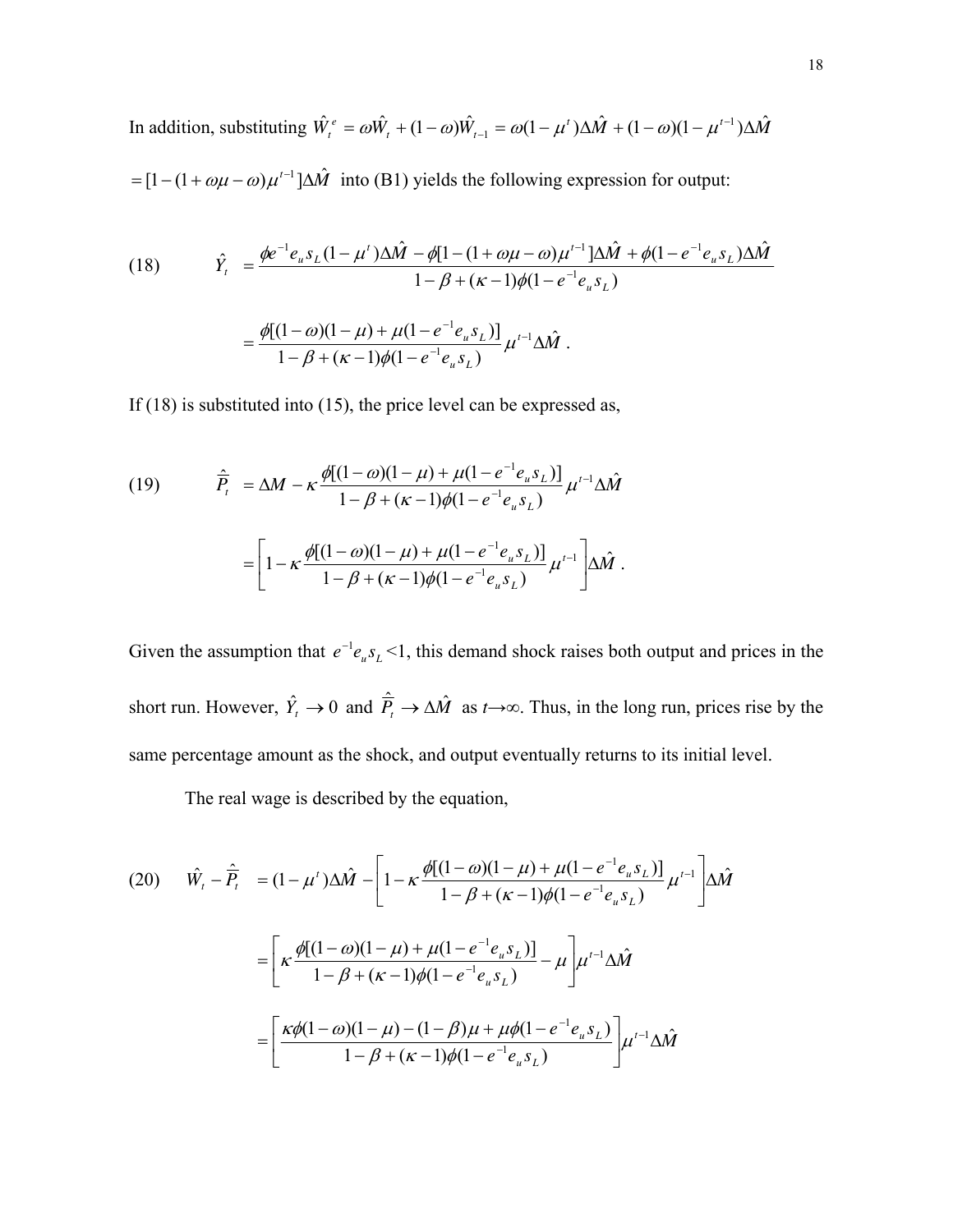In addition, substituting $\hat{W}_t^e = \omega \hat{W}_t + (1-\omega)\hat{W}_{t-1} = \omega(1-\mu^t)\Delta\hat{M} + (1-\omega)(1-\mu^{t-1})\Delta\hat{M}$

$= [1-(1+\omega\mu-\omega)\mu^{t-1}]\Delta\hat{M}$ into (B1) yields the following expression for output:

$$
(18) \qquad \hat{Y}_t = \frac{\phi e^{-1} e_u s_L (1-\mu^t)\Delta\hat{M} - \phi[1-(1+\omega\mu-\omega)\mu^{t-1}]\Delta\hat{M} + \phi(1-e^{-1}e_u s_L)\Delta\hat{M}}{1-\beta+(\kappa-1)\phi(1-e^{-1}e_u s_L)}
$$

$$
= \frac{\phi[(1-\omega)(1-\mu)+\mu(1-e^{-1}e_u s_L)]}{1-\beta+(\kappa-1)\phi(1-e^{-1}e_u s_L)}\mu^{t-1}\Delta\hat{M} \ .
$$

If (18) is substituted into (15), the price level can be expressed as,

$$
(19) \qquad \hat{\hat{P}}_t = \Delta M - \kappa \frac{\phi[(1-\omega)(1-\mu)+\mu(1-e^{-1}e_u s_L)]}{1-\beta+(\kappa-1)\phi(1-e^{-1}e_u s_L)}\mu^{t-1}\Delta\hat{M}
$$

$$
= \left[1-\kappa \frac{\phi[(1-\omega)(1-\mu)+\mu(1-e^{-1}e_u s_L)]}{1-\beta+(\kappa-1)\phi(1-e^{-1}e_u s_L)}\mu^{t-1}\right]\Delta\hat{M} \ .
$$

Given the assumption that $e^{-1}e_u s_L$ <1, this demand shock raises both output and prices in the short run. However, $\hat{Y}_t \to 0$ and $\hat{\hat{P}}_t \to \Delta\hat{M}$ as $t\to\infty$. Thus, in the long run, prices rise by the same percentage amount as the shock, and output eventually returns to its initial level.

The real wage is described by the equation,

$$
(20) \qquad \hat{W}_t - \hat{\hat{P}}_t = (1-\mu^t)\Delta\hat{M} - \left[1-\kappa \frac{\phi[(1-\omega)(1-\mu)+\mu(1-e^{-1}e_u s_L)]}{1-\beta+(\kappa-1)\phi(1-e^{-1}e_u s_L)}\mu^{t-1}\right]\Delta\hat{M}
$$

$$
= \left[\kappa \frac{\phi[(1-\omega)(1-\mu)+\mu(1-e^{-1}e_u s_L)]}{1-\beta+(\kappa-1)\phi(1-e^{-1}e_u s_L)} - \mu\right]\mu^{t-1}\Delta\hat{M}
$$

$$
= \left[\frac{\kappa\phi(1-\omega)(1-\mu)-(1-\beta)\mu+\mu\phi(1-e^{-1}e_u s_L)}{1-\beta+(\kappa-1)\phi(1-e^{-1}e_u s_L)}\right]\mu^{t-1}\Delta\hat{M}
$$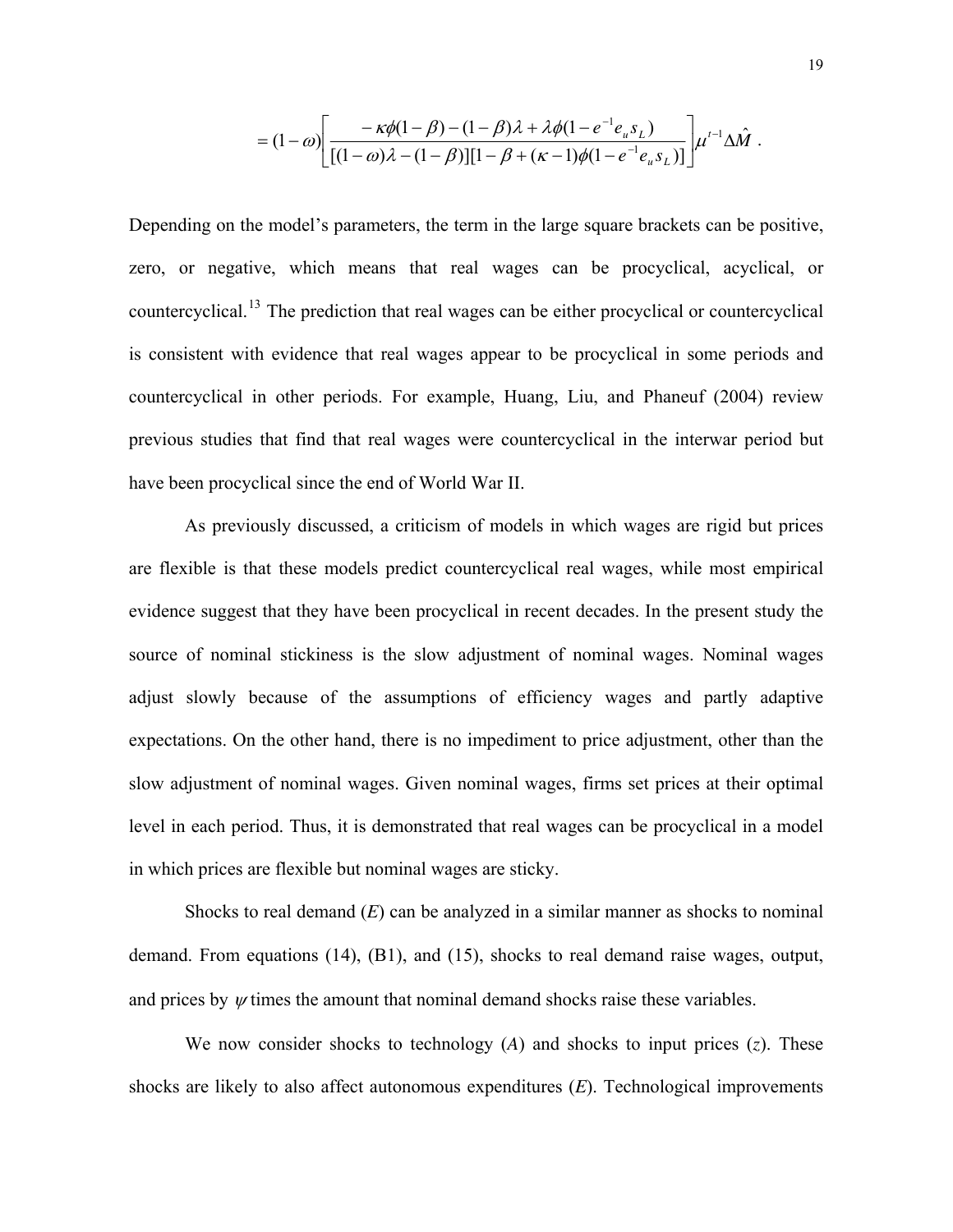$$= (1-\omega)\left[\frac{-\kappa\phi(1-\beta)-(1-\beta)\lambda+\lambda\phi(1-e^{-1}e_u s_L)}{[(1-\omega)\lambda-(1-\beta)][1-\beta+(\kappa-1)\phi(1-e^{-1}e_u s_L)]}\right]\mu^{t-1}\Delta\hat{M} \; .$$

Depending on the model's parameters, the term in the large square brackets can be positive, zero, or negative, which means that real wages can be procyclical, acyclical, or countercyclical.[13] The prediction that real wages can be either procyclical or countercyclical is consistent with evidence that real wages appear to be procyclical in some periods and countercyclical in other periods. For example, Huang, Liu, and Phaneuf (2004) review previous studies that find that real wages were countercyclical in the interwar period but have been procyclical since the end of World War II.

As previously discussed, a criticism of models in which wages are rigid but prices are flexible is that these models predict countercyclical real wages, while most empirical evidence suggest that they have been procyclical in recent decades. In the present study the source of nominal stickiness is the slow adjustment of nominal wages. Nominal wages adjust slowly because of the assumptions of efficiency wages and partly adaptive expectations. On the other hand, there is no impediment to price adjustment, other than the slow adjustment of nominal wages. Given nominal wages, firms set prices at their optimal level in each period. Thus, it is demonstrated that real wages can be procyclical in a model in which prices are flexible but nominal wages are sticky.

Shocks to real demand ($E$) can be analyzed in a similar manner as shocks to nominal demand. From equations (14), (B1), and (15), shocks to real demand raise wages, output, and prices by $\psi$ times the amount that nominal demand shocks raise these variables.

We now consider shocks to technology ($A$) and shocks to input prices ($z$). These shocks are likely to also affect autonomous expenditures ($E$). Technological improvements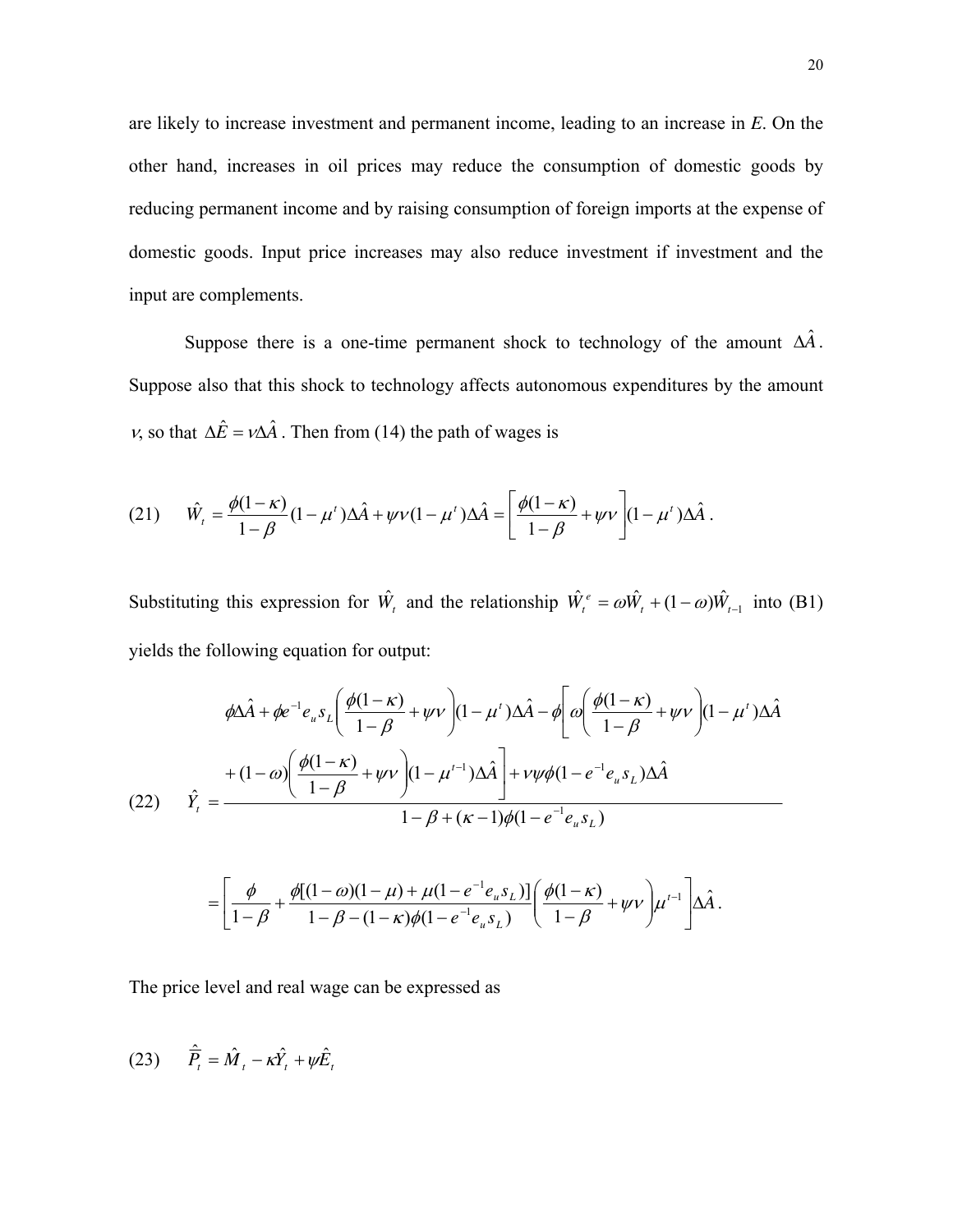are likely to increase investment and permanent income, leading to an increase in *E*. On the other hand, increases in oil prices may reduce the consumption of domestic goods by reducing permanent income and by raising consumption of foreign imports at the expense of domestic goods. Input price increases may also reduce investment if investment and the input are complements.

Suppose there is a one-time permanent shock to technology of the amount $\Delta\hat{A}$. Suppose also that this shock to technology affects autonomous expenditures by the amount $\nu$, so that $\Delta\hat{E} = \nu\Delta\hat{A}$. Then from (14) the path of wages is

$$\text{(21)} \qquad \hat{W}_t = \frac{\phi(1-\kappa)}{1-\beta}(1-\mu^t)\Delta\hat{A} + \psi\nu(1-\mu^t)\Delta\hat{A} = \left[\frac{\phi(1-\kappa)}{1-\beta} + \psi\nu\right](1-\mu^t)\Delta\hat{A}\,.$$

Substituting this expression for $\hat{W}_t$ and the relationship $\hat{W}_t^e = \omega\hat{W}_t + (1-\omega)\hat{W}_{t-1}$ into (B1) yields the following equation for output:

$$\text{(22)} \qquad \hat{Y}_t = \frac{\begin{array}{l}\phi\Delta\hat{A} + \phi e^{-1}e_u s_L\left(\frac{\phi(1-\kappa)}{1-\beta} + \psi\nu\right)(1-\mu^t)\Delta\hat{A} - \phi\left[\omega\left(\frac{\phi(1-\kappa)}{1-\beta} + \psi\nu\right)(1-\mu^t)\Delta\hat{A}\right. \\ \left. + (1-\omega)\left(\frac{\phi(1-\kappa)}{1-\beta} + \psi\nu\right)(1-\mu^{t-1})\Delta\hat{A}\right] + \nu\psi\phi(1-e^{-1}e_u s_L)\Delta\hat{A}\end{array}}{1-\beta+(\kappa-1)\phi(1-e^{-1}e_u s_L)}$$

$$= \left[\frac{\phi}{1-\beta} + \frac{\phi[(1-\omega)(1-\mu) + \mu(1-e^{-1}e_u s_L)]}{1-\beta-(1-\kappa)\phi(1-e^{-1}e_u s_L)}\left(\frac{\phi(1-\kappa)}{1-\beta} + \psi\nu\right)\mu^{t-1}\right]\Delta\hat{A}\,.$$

The price level and real wage can be expressed as

$$\text{(23)} \qquad \hat{\hat{P}}_t = \hat{M}_t - \kappa\hat{Y}_t + \psi\hat{E}_t$$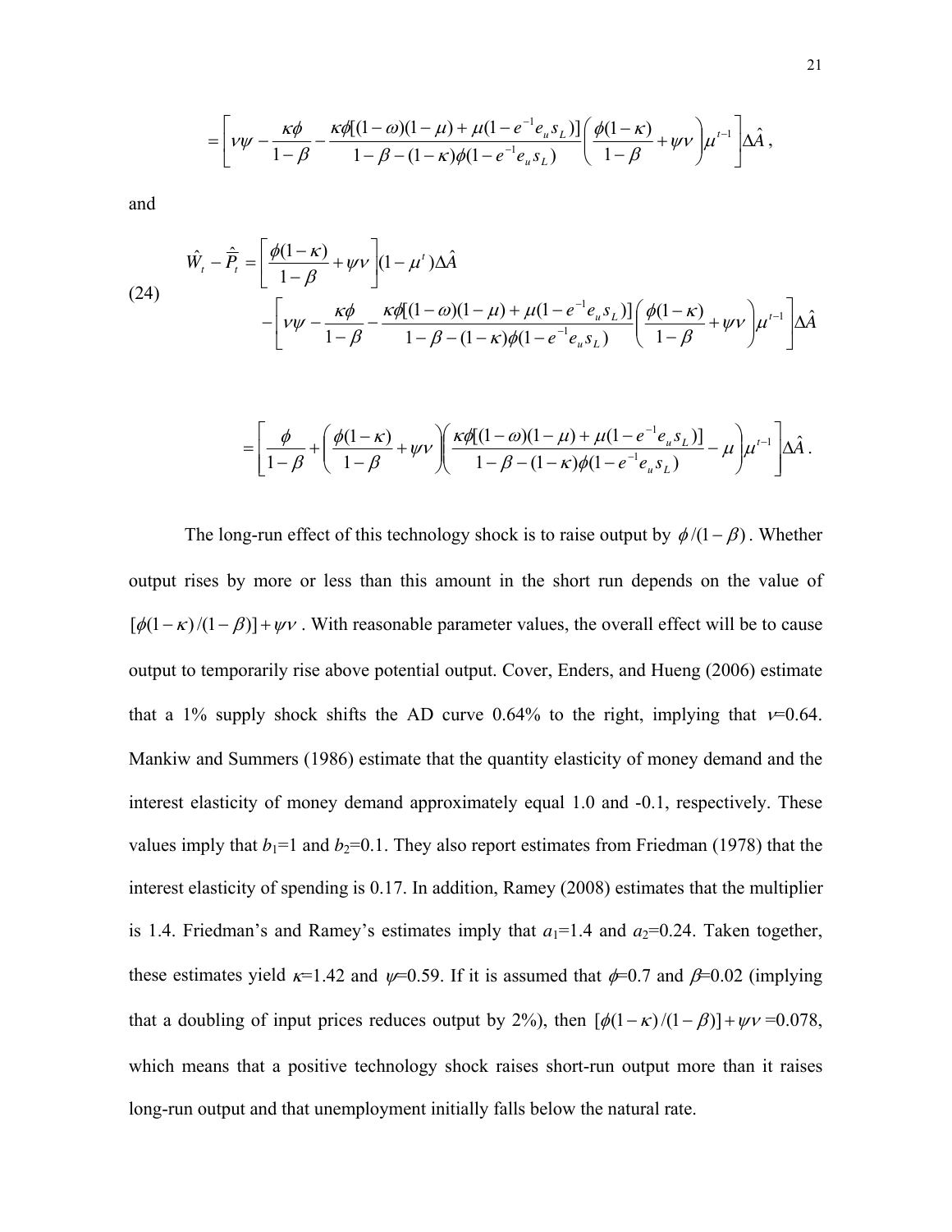$$= \left[ \nu\psi - \frac{\kappa\phi}{1-\beta} - \frac{\kappa\phi[(1-\omega)(1-\mu) + \mu(1-e^{-1}e_u s_L)]}{1-\beta-(1-\kappa)\phi(1-e^{-1}e_u s_L)} \left( \frac{\phi(1-\kappa)}{1-\beta} + \psi\nu \right) \mu^{t-1} \right] \Delta\hat{A} \,,$$

and

$$\hat{W}_t - \hat{\hat{P}}_t = \left[ \frac{\phi(1-\kappa)}{1-\beta} + \psi\nu \right] (1-\mu^t)\Delta\hat{A} \tag{24}$$

$$- \left[ \nu\psi - \frac{\kappa\phi}{1-\beta} - \frac{\kappa\phi[(1-\omega)(1-\mu) + \mu(1-e^{-1}e_u s_L)]}{1-\beta-(1-\kappa)\phi(1-e^{-1}e_u s_L)} \left( \frac{\phi(1-\kappa)}{1-\beta} + \psi\nu \right) \mu^{t-1} \right] \Delta\hat{A}$$

$$= \left[ \frac{\phi}{1-\beta} + \left( \frac{\phi(1-\kappa)}{1-\beta} + \psi\nu \right) \left( \frac{\kappa\phi[(1-\omega)(1-\mu) + \mu(1-e^{-1}e_u s_L)]}{1-\beta-(1-\kappa)\phi(1-e^{-1}e_u s_L)} - \mu \right) \mu^{t-1} \right] \Delta\hat{A} \,.$$

The long-run effect of this technology shock is to raise output by $\phi/(1-\beta)$. Whether output rises by more or less than this amount in the short run depends on the value of $[\phi(1-\kappa)/(1-\beta)] + \psi\nu$. With reasonable parameter values, the overall effect will be to cause output to temporarily rise above potential output. Cover, Enders, and Hueng (2006) estimate that a 1% supply shock shifts the AD curve 0.64% to the right, implying that $\nu$=0.64. Mankiw and Summers (1986) estimate that the quantity elasticity of money demand and the interest elasticity of money demand approximately equal 1.0 and -0.1, respectively. These values imply that $b_1$=1 and $b_2$=0.1. They also report estimates from Friedman (1978) that the interest elasticity of spending is 0.17. In addition, Ramey (2008) estimates that the multiplier is 1.4. Friedman's and Ramey's estimates imply that $a_1$=1.4 and $a_2$=0.24. Taken together, these estimates yield $\kappa$=1.42 and $\psi$=0.59. If it is assumed that $\phi$=0.7 and $\beta$=0.02 (implying that a doubling of input prices reduces output by 2%), then $[\phi(1-\kappa)/(1-\beta)] + \psi\nu$ =0.078, which means that a positive technology shock raises short-run output more than it raises long-run output and that unemployment initially falls below the natural rate.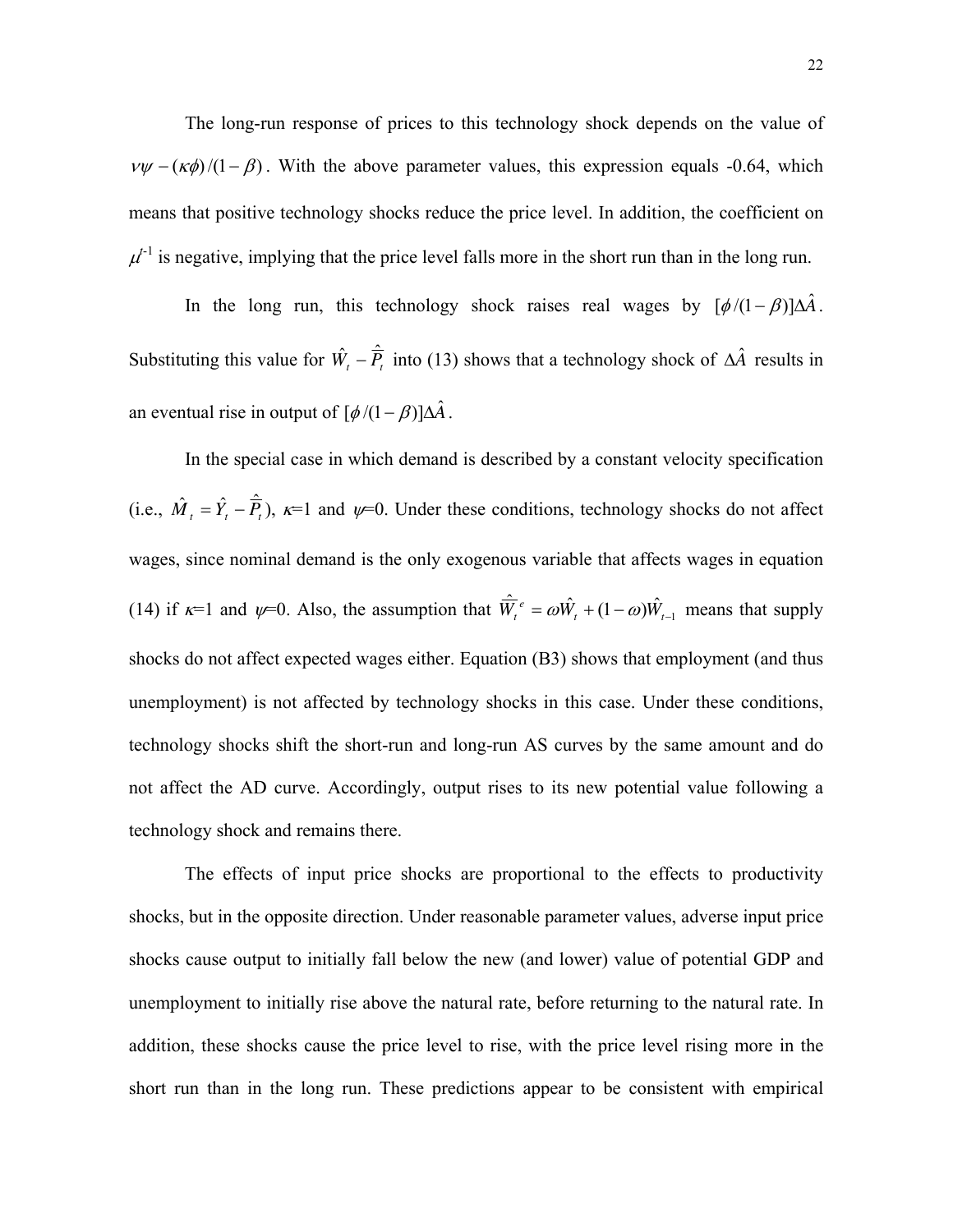The long-run response of prices to this technology shock depends on the value of $\nu\psi - (\kappa\phi)/(1-\beta)$. With the above parameter values, this expression equals -0.64, which means that positive technology shocks reduce the price level. In addition, the coefficient on $\mu^{t-1}$ is negative, implying that the price level falls more in the short run than in the long run.

In the long run, this technology shock raises real wages by $[\phi/(1-\beta)]\Delta\hat{A}$. Substituting this value for $\hat{W}_t - \hat{\bar{P}}_t$ into (13) shows that a technology shock of $\Delta\hat{A}$ results in an eventual rise in output of $[\phi/(1-\beta)]\Delta\hat{A}$.

In the special case in which demand is described by a constant velocity specification (i.e., $\hat{M}_t = \hat{Y}_t - \hat{\bar{P}}_t$), $\kappa$=1 and $\psi$=0. Under these conditions, technology shocks do not affect wages, since nominal demand is the only exogenous variable that affects wages in equation (14) if $\kappa$=1 and $\psi$=0. Also, the assumption that $\hat{\bar{W}}_t^e = \omega\hat{W}_t + (1-\omega)\hat{W}_{t-1}$ means that supply shocks do not affect expected wages either. Equation (B3) shows that employment (and thus unemployment) is not affected by technology shocks in this case. Under these conditions, technology shocks shift the short-run and long-run AS curves by the same amount and do not affect the AD curve. Accordingly, output rises to its new potential value following a technology shock and remains there.

The effects of input price shocks are proportional to the effects to productivity shocks, but in the opposite direction. Under reasonable parameter values, adverse input price shocks cause output to initially fall below the new (and lower) value of potential GDP and unemployment to initially rise above the natural rate, before returning to the natural rate. In addition, these shocks cause the price level to rise, with the price level rising more in the short run than in the long run. These predictions appear to be consistent with empirical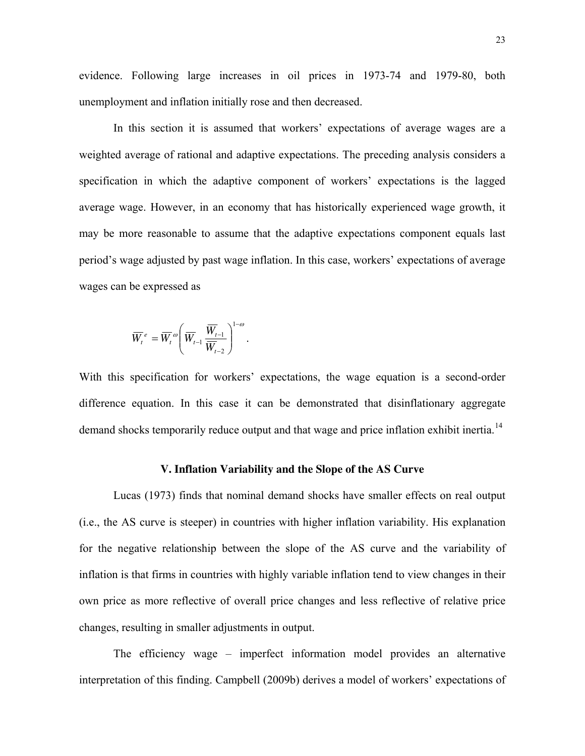evidence. Following large increases in oil prices in 1973-74 and 1979-80, both unemployment and inflation initially rose and then decreased.

In this section it is assumed that workers' expectations of average wages are a weighted average of rational and adaptive expectations. The preceding analysis considers a specification in which the adaptive component of workers' expectations is the lagged average wage. However, in an economy that has historically experienced wage growth, it may be more reasonable to assume that the adaptive expectations component equals last period's wage adjusted by past wage inflation. In this case, workers' expectations of average wages can be expressed as

$$\overline{W}_t^{\,e} = \overline{W}_t^{\,\omega} \left( \overline{W}_{t-1} \frac{\overline{W}_{t-1}}{\overline{W}_{t-2}} \right)^{1-\omega}.$$

With this specification for workers' expectations, the wage equation is a second-order difference equation. In this case it can be demonstrated that disinflationary aggregate demand shocks temporarily reduce output and that wage and price inflation exhibit inertia.[14]

## V. Inflation Variability and the Slope of the AS Curve

Lucas (1973) finds that nominal demand shocks have smaller effects on real output (i.e., the AS curve is steeper) in countries with higher inflation variability. His explanation for the negative relationship between the slope of the AS curve and the variability of inflation is that firms in countries with highly variable inflation tend to view changes in their own price as more reflective of overall price changes and less reflective of relative price changes, resulting in smaller adjustments in output.

The efficiency wage – imperfect information model provides an alternative interpretation of this finding. Campbell (2009b) derives a model of workers' expectations of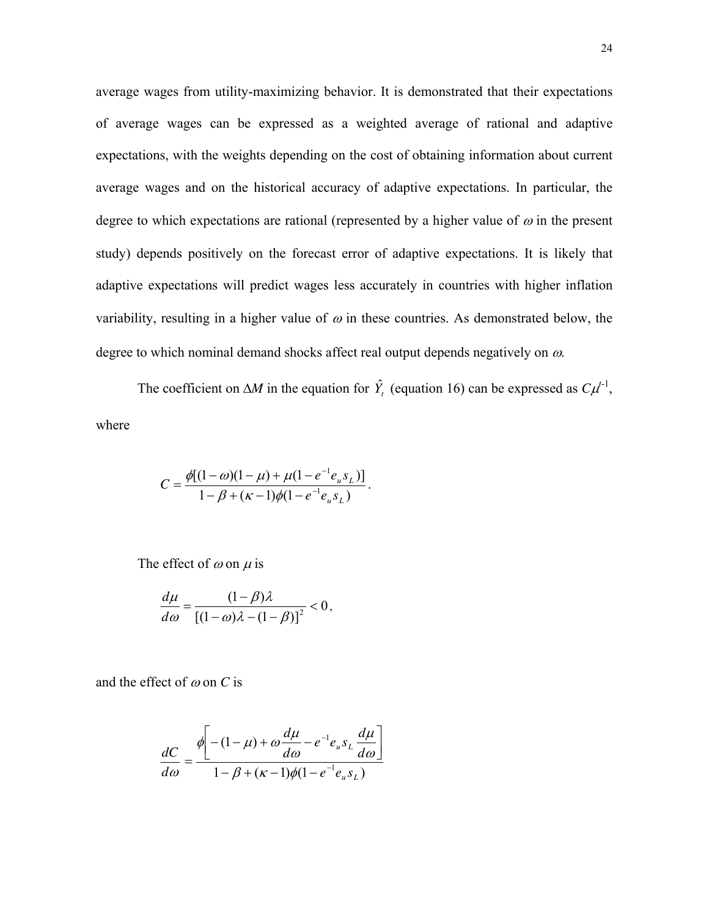average wages from utility-maximizing behavior. It is demonstrated that their expectations of average wages can be expressed as a weighted average of rational and adaptive expectations, with the weights depending on the cost of obtaining information about current average wages and on the historical accuracy of adaptive expectations. In particular, the degree to which expectations are rational (represented by a higher value of $\omega$ in the present study) depends positively on the forecast error of adaptive expectations. It is likely that adaptive expectations will predict wages less accurately in countries with higher inflation variability, resulting in a higher value of $\omega$ in these countries. As demonstrated below, the degree to which nominal demand shocks affect real output depends negatively on $\omega$.

The coefficient on $\Delta M$ in the equation for $\hat{Y}_t$ (equation 16) can be expressed as $C\mu^{t-1}$, where

$$C = \frac{\phi[(1-\omega)(1-\mu) + \mu(1 - e^{-1}e_u s_L)]}{1 - \beta + (\kappa - 1)\phi(1 - e^{-1}e_u s_L)}.$$

The effect of $\omega$ on $\mu$ is

$$\frac{d\mu}{d\omega} = \frac{(1-\beta)\lambda}{[(1-\omega)\lambda - (1-\beta)]^2} < 0,$$

and the effect of $\omega$ on $C$ is

$$\frac{dC}{d\omega} = \frac{\phi\left[-(1-\mu) + \omega\dfrac{d\mu}{d\omega} - e^{-1}e_u s_L \dfrac{d\mu}{d\omega}\right]}{1 - \beta + (\kappa - 1)\phi(1 - e^{-1}e_u s_L)}$$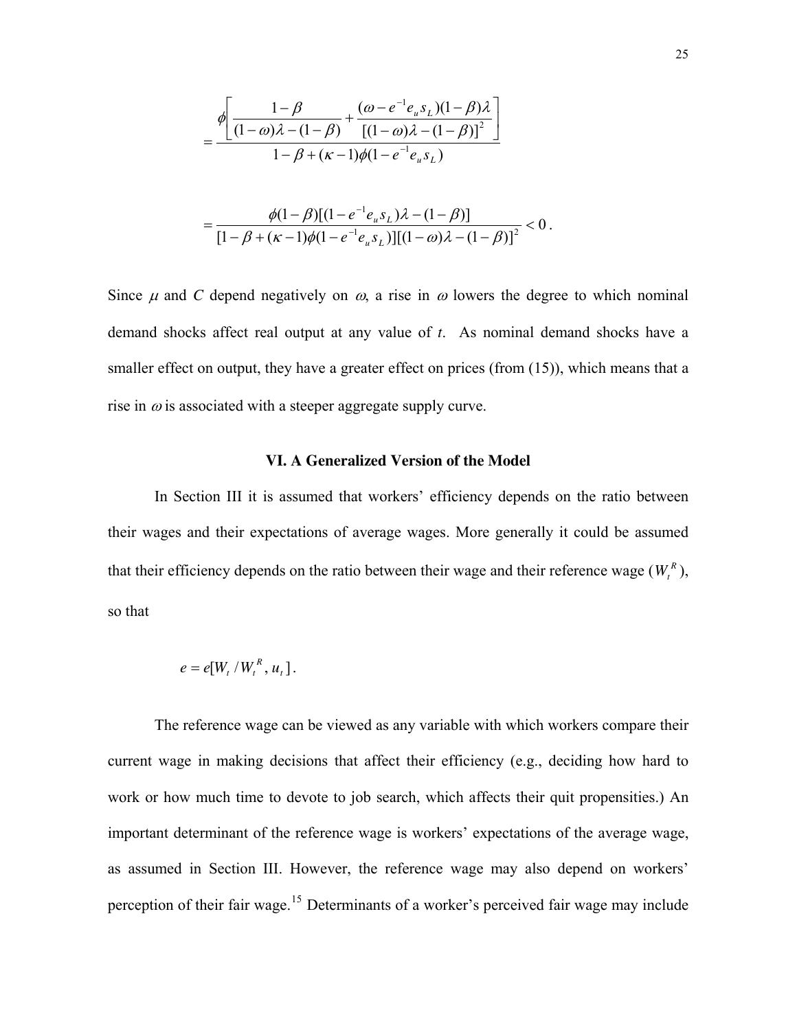$$= \frac{\phi\left[\dfrac{1-\beta}{(1-\omega)\lambda-(1-\beta)} + \dfrac{(\omega - e^{-1}e_u s_L)(1-\beta)\lambda}{[(1-\omega)\lambda-(1-\beta)]^2}\right]}{1-\beta+(\kappa-1)\phi(1-e^{-1}e_u s_L)}$$

$$= \frac{\phi(1-\beta)[(1-e^{-1}e_u s_L)\lambda-(1-\beta)]}{[1-\beta+(\kappa-1)\phi(1-e^{-1}e_u s_L)][(1-\omega)\lambda-(1-\beta)]^2} < 0\,.$$

Since $\mu$ and $C$ depend negatively on $\omega$, a rise in $\omega$ lowers the degree to which nominal demand shocks affect real output at any value of $t$. As nominal demand shocks have a smaller effect on output, they have a greater effect on prices (from (15)), which means that a rise in $\omega$ is associated with a steeper aggregate supply curve.

## VI. A Generalized Version of the Model

In Section III it is assumed that workers' efficiency depends on the ratio between their wages and their expectations of average wages. More generally it could be assumed that their efficiency depends on the ratio between their wage and their reference wage ($W_t^R$), so that

$$e = e[W_t / W_t^R, u_t]\,.$$

The reference wage can be viewed as any variable with which workers compare their current wage in making decisions that affect their efficiency (e.g., deciding how hard to work or how much time to devote to job search, which affects their quit propensities.) An important determinant of the reference wage is workers' expectations of the average wage, as assumed in Section III. However, the reference wage may also depend on workers' perception of their fair wage.[15] Determinants of a worker's perceived fair wage may include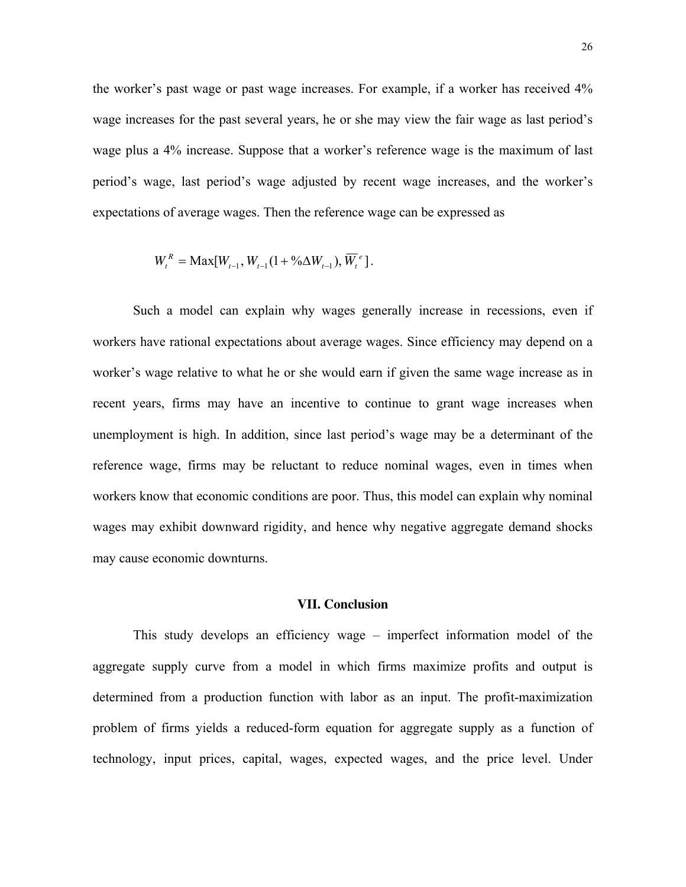the worker's past wage or past wage increases. For example, if a worker has received 4% wage increases for the past several years, he or she may view the fair wage as last period's wage plus a 4% increase. Suppose that a worker's reference wage is the maximum of last period's wage, last period's wage adjusted by recent wage increases, and the worker's expectations of average wages. Then the reference wage can be expressed as

$$W_t^R = \text{Max}[W_{t-1}, W_{t-1}(1 + \%\Delta W_{t-1}), \overline{W}_t^e].$$

Such a model can explain why wages generally increase in recessions, even if workers have rational expectations about average wages. Since efficiency may depend on a worker's wage relative to what he or she would earn if given the same wage increase as in recent years, firms may have an incentive to continue to grant wage increases when unemployment is high. In addition, since last period's wage may be a determinant of the reference wage, firms may be reluctant to reduce nominal wages, even in times when workers know that economic conditions are poor. Thus, this model can explain why nominal wages may exhibit downward rigidity, and hence why negative aggregate demand shocks may cause economic downturns.

## VII. Conclusion

This study develops an efficiency wage – imperfect information model of the aggregate supply curve from a model in which firms maximize profits and output is determined from a production function with labor as an input. The profit-maximization problem of firms yields a reduced-form equation for aggregate supply as a function of technology, input prices, capital, wages, expected wages, and the price level. Under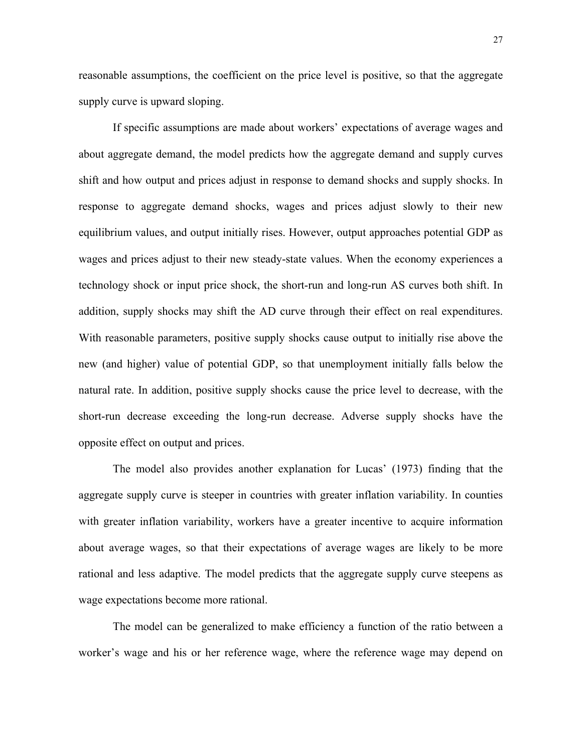reasonable assumptions, the coefficient on the price level is positive, so that the aggregate supply curve is upward sloping.

If specific assumptions are made about workers' expectations of average wages and about aggregate demand, the model predicts how the aggregate demand and supply curves shift and how output and prices adjust in response to demand shocks and supply shocks. In response to aggregate demand shocks, wages and prices adjust slowly to their new equilibrium values, and output initially rises. However, output approaches potential GDP as wages and prices adjust to their new steady-state values. When the economy experiences a technology shock or input price shock, the short-run and long-run AS curves both shift. In addition, supply shocks may shift the AD curve through their effect on real expenditures. With reasonable parameters, positive supply shocks cause output to initially rise above the new (and higher) value of potential GDP, so that unemployment initially falls below the natural rate. In addition, positive supply shocks cause the price level to decrease, with the short-run decrease exceeding the long-run decrease. Adverse supply shocks have the opposite effect on output and prices.

The model also provides another explanation for Lucas' (1973) finding that the aggregate supply curve is steeper in countries with greater inflation variability. In counties with greater inflation variability, workers have a greater incentive to acquire information about average wages, so that their expectations of average wages are likely to be more rational and less adaptive. The model predicts that the aggregate supply curve steepens as wage expectations become more rational.

The model can be generalized to make efficiency a function of the ratio between a worker's wage and his or her reference wage, where the reference wage may depend on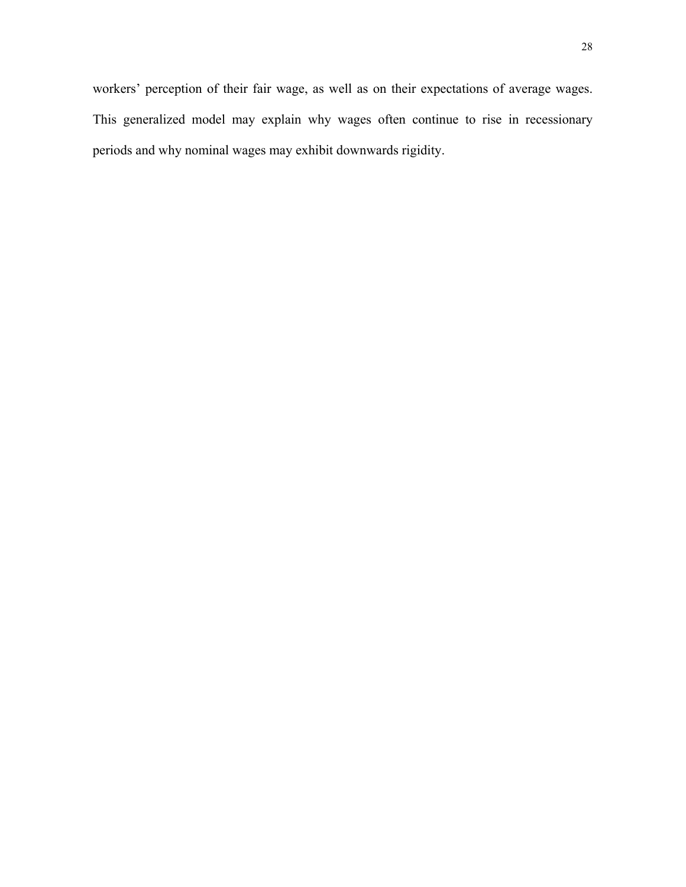workers' perception of their fair wage, as well as on their expectations of average wages. This generalized model may explain why wages often continue to rise in recessionary periods and why nominal wages may exhibit downwards rigidity.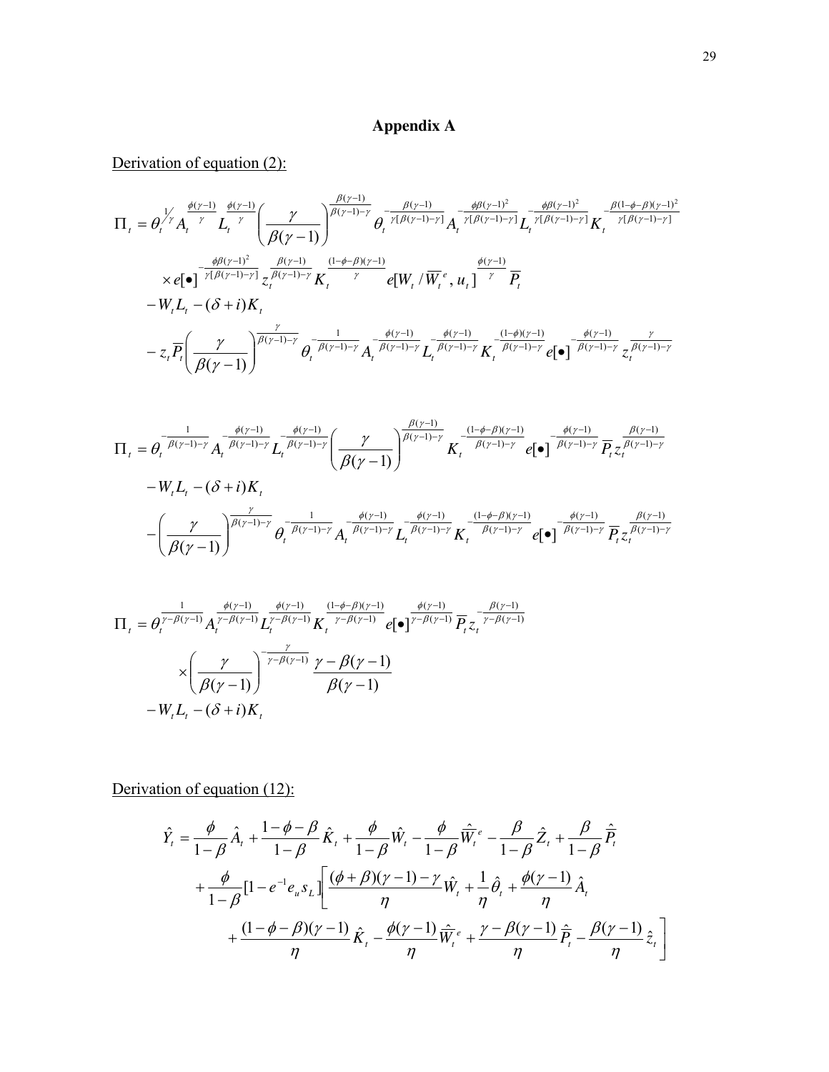# Appendix A

Derivation of equation (2):

$$
\begin{aligned}
\Pi_t = {} & \theta_t^{1/\gamma} A_t^{\frac{\phi(\gamma-1)}{\gamma}} L_t^{\frac{\phi(\gamma-1)}{\gamma}} \left(\frac{\gamma}{\beta(\gamma-1)}\right)^{\frac{\beta(\gamma-1)}{\beta(\gamma-1)-\gamma}} \theta_t^{-\frac{\beta(\gamma-1)}{\gamma[\beta(\gamma-1)-\gamma]}} A_t^{-\frac{\phi\beta(\gamma-1)^2}{\gamma[\beta(\gamma-1)-\gamma]}} L_t^{-\frac{\phi\beta(\gamma-1)^2}{\gamma[\beta(\gamma-1)-\gamma]}} K_t^{-\frac{\beta(1-\phi-\beta)(\gamma-1)^2}{\gamma[\beta(\gamma-1)-\gamma]}} \\
& \times e[\bullet]^{-\frac{\phi\beta(\gamma-1)^2}{\gamma[\beta(\gamma-1)-\gamma]}} z_t^{\frac{\beta(\gamma-1)}{\beta(\gamma-1)-\gamma}} K_t^{\frac{(1-\phi-\beta)(\gamma-1)}{\gamma}} e[W_t/\overline{W}_t^e, u_t]^{\frac{\phi(\gamma-1)}{\gamma}} \overline{P}_t \\
& - W_t L_t - (\delta+i)K_t \\
& - z_t \overline{P}_t \left(\frac{\gamma}{\beta(\gamma-1)}\right)^{\frac{\gamma}{\beta(\gamma-1)-\gamma}} \theta_t^{-\frac{1}{\beta(\gamma-1)-\gamma}} A_t^{-\frac{\phi(\gamma-1)}{\beta(\gamma-1)-\gamma}} L_t^{-\frac{\phi(\gamma-1)}{\beta(\gamma-1)-\gamma}} K_t^{-\frac{(1-\phi)(\gamma-1)}{\beta(\gamma-1)-\gamma}} e[\bullet]^{-\frac{\phi(\gamma-1)}{\beta(\gamma-1)-\gamma}} z_t^{\frac{\gamma}{\beta(\gamma-1)-\gamma}}
\end{aligned}
$$

$$
\begin{aligned}
\Pi_t = {} & \theta_t^{-\frac{1}{\beta(\gamma-1)-\gamma}} A_t^{-\frac{\phi(\gamma-1)}{\beta(\gamma-1)-\gamma}} L_t^{-\frac{\phi(\gamma-1)}{\beta(\gamma-1)-\gamma}} \left(\frac{\gamma}{\beta(\gamma-1)}\right)^{\frac{\beta(\gamma-1)}{\beta(\gamma-1)-\gamma}} K_t^{-\frac{(1-\phi-\beta)(\gamma-1)}{\beta(\gamma-1)-\gamma}} e[\bullet]^{-\frac{\phi(\gamma-1)}{\beta(\gamma-1)-\gamma}} \overline{P}_t z_t^{\frac{\beta(\gamma-1)}{\beta(\gamma-1)-\gamma}} \\
& - W_t L_t - (\delta+i)K_t \\
& - \left(\frac{\gamma}{\beta(\gamma-1)}\right)^{\frac{\gamma}{\beta(\gamma-1)-\gamma}} \theta_t^{-\frac{1}{\beta(\gamma-1)-\gamma}} A_t^{-\frac{\phi(\gamma-1)}{\beta(\gamma-1)-\gamma}} L_t^{-\frac{\phi(\gamma-1)}{\beta(\gamma-1)-\gamma}} K_t^{-\frac{(1-\phi-\beta)(\gamma-1)}{\beta(\gamma-1)-\gamma}} e[\bullet]^{-\frac{\phi(\gamma-1)}{\beta(\gamma-1)-\gamma}} \overline{P}_t z_t^{\frac{\beta(\gamma-1)}{\beta(\gamma-1)-\gamma}}
\end{aligned}
$$

$$
\begin{aligned}
\Pi_t = {} & \theta_t^{\frac{1}{\gamma-\beta(\gamma-1)}} A_t^{\frac{\phi(\gamma-1)}{\gamma-\beta(\gamma-1)}} L_t^{\frac{\phi(\gamma-1)}{\gamma-\beta(\gamma-1)}} K_t^{\frac{(1-\phi-\beta)(\gamma-1)}{\gamma-\beta(\gamma-1)}} e[\bullet]^{\frac{\phi(\gamma-1)}{\gamma-\beta(\gamma-1)}} \overline{P}_t z_t^{-\frac{\beta(\gamma-1)}{\gamma-\beta(\gamma-1)}} \\
& \times \left(\frac{\gamma}{\beta(\gamma-1)}\right)^{-\frac{\gamma}{\gamma-\beta(\gamma-1)}} \frac{\gamma-\beta(\gamma-1)}{\beta(\gamma-1)} \\
& - W_t L_t - (\delta+i)K_t
\end{aligned}
$$

Derivation of equation (12):

$$
\begin{aligned}
\hat{Y}_t = {} & \frac{\phi}{1-\beta}\hat{A}_t + \frac{1-\phi-\beta}{1-\beta}\hat{K}_t + \frac{\phi}{1-\beta}\hat{W}_t - \frac{\phi}{1-\beta}\hat{\overline{W}}_t^e - \frac{\beta}{1-\beta}\hat{Z}_t + \frac{\beta}{1-\beta}\hat{\overline{P}}_t \\
& + \frac{\phi}{1-\beta}[1-e^{-1}e_u s_L]\left[\frac{(\phi+\beta)(\gamma-1)-\gamma}{\eta}\hat{W}_t + \frac{1}{\eta}\hat{\theta}_t + \frac{\phi(\gamma-1)}{\eta}\hat{A}_t \right. \\
& \left. + \frac{(1-\phi-\beta)(\gamma-1)}{\eta}\hat{K}_t - \frac{\phi(\gamma-1)}{\eta}\hat{\overline{W}}_t^e + \frac{\gamma-\beta(\gamma-1)}{\eta}\hat{\overline{P}}_t - \frac{\beta(\gamma-1)}{\eta}\hat{z}_t \right]
\end{aligned}
$$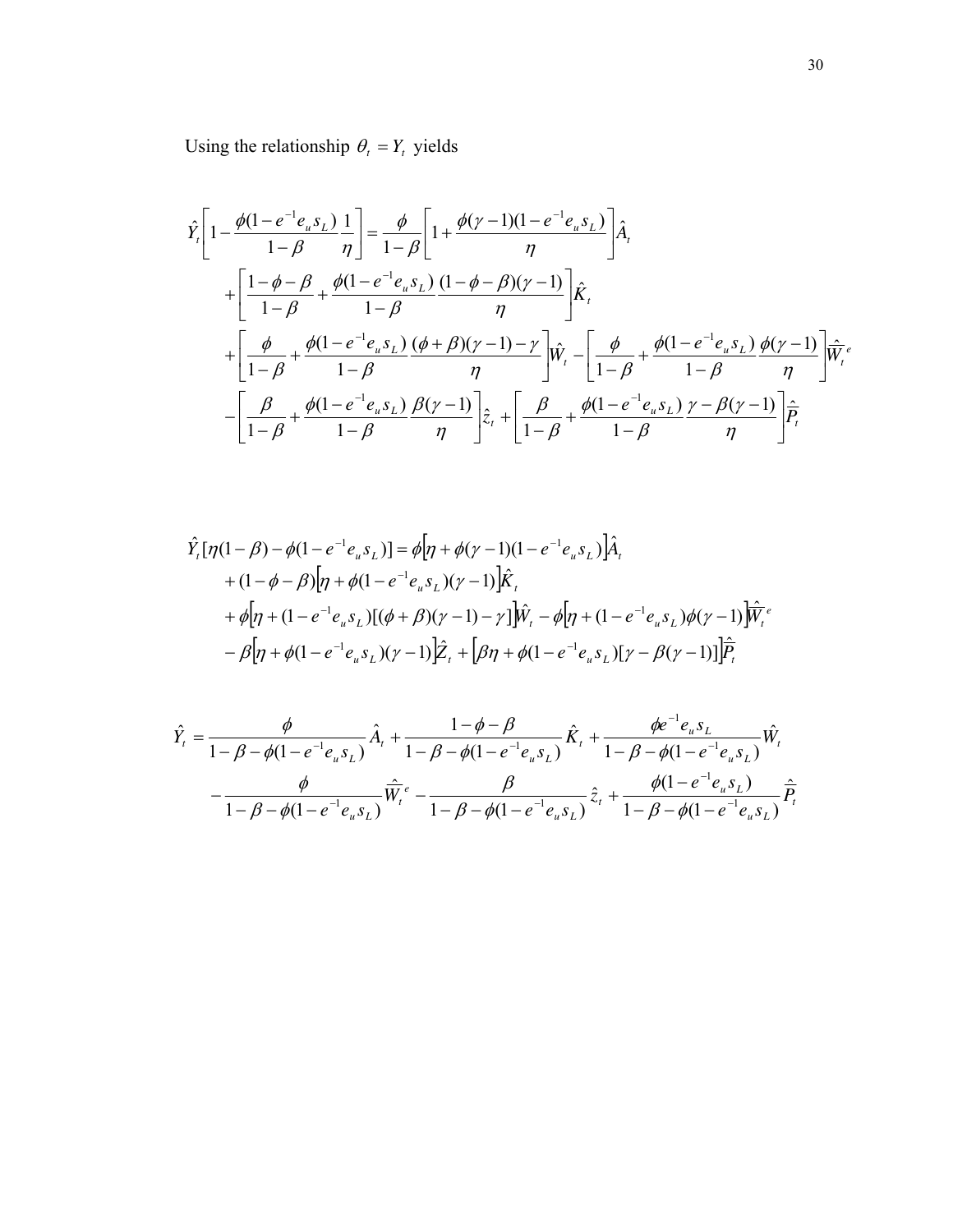Using the relationship $\theta_t = Y_t$ yields

$$
\begin{aligned}
\hat{Y}_t\left[1-\frac{\phi(1-e^{-1}e_u s_L)}{1-\beta}\frac{1}{\eta}\right] &= \frac{\phi}{1-\beta}\left[1+\frac{\phi(\gamma-1)(1-e^{-1}e_u s_L)}{\eta}\right]\hat{A}_t \\
&+\left[\frac{1-\phi-\beta}{1-\beta}+\frac{\phi(1-e^{-1}e_u s_L)}{1-\beta}\frac{(1-\phi-\beta)(\gamma-1)}{\eta}\right]\hat{K}_t \\
&+\left[\frac{\phi}{1-\beta}+\frac{\phi(1-e^{-1}e_u s_L)}{1-\beta}\frac{(\phi+\beta)(\gamma-1)-\gamma}{\eta}\right]\hat{W}_t-\left[\frac{\phi}{1-\beta}+\frac{\phi(1-e^{-1}e_u s_L)}{1-\beta}\frac{\phi(\gamma-1)}{\eta}\right]\hat{W}_t^e \\
&-\left[\frac{\beta}{1-\beta}+\frac{\phi(1-e^{-1}e_u s_L)}{1-\beta}\frac{\beta(\gamma-1)}{\eta}\right]\hat{z}_t+\left[\frac{\beta}{1-\beta}+\frac{\phi(1-e^{-1}e_u s_L)}{1-\beta}\frac{\gamma-\beta(\gamma-1)}{\eta}\right]\hat{P}_t
\end{aligned}
$$

$$
\begin{aligned}
\hat{Y}_t[\eta(1-\beta)-\phi(1-e^{-1}e_u s_L)] &= \phi\left[\eta+\phi(\gamma-1)(1-e^{-1}e_u s_L)\right]\hat{A}_t \\
&+(1-\phi-\beta)\left[\eta+\phi(1-e^{-1}e_u s_L)(\gamma-1)\right]\hat{K}_t \\
&+\phi\left[\eta+(1-e^{-1}e_u s_L)[(\phi+\beta)(\gamma-1)-\gamma]\right]\hat{W}_t-\phi\left[\eta+(1-e^{-1}e_u s_L)\phi(\gamma-1)\right]\hat{W}_t^e \\
&-\beta\left[\eta+\phi(1-e^{-1}e_u s_L)(\gamma-1)\right]\hat{Z}_t+\left[\beta\eta+\phi(1-e^{-1}e_u s_L)[\gamma-\beta(\gamma-1)]\right]\hat{P}_t
\end{aligned}
$$

$$
\begin{aligned}
\hat{Y}_t &= \frac{\phi}{1-\beta-\phi(1-e^{-1}e_u s_L)}\hat{A}_t+\frac{1-\phi-\beta}{1-\beta-\phi(1-e^{-1}e_u s_L)}\hat{K}_t+\frac{\phi e^{-1}e_u s_L}{1-\beta-\phi(1-e^{-1}e_u s_L)}\hat{W}_t \\
&-\frac{\phi}{1-\beta-\phi(1-e^{-1}e_u s_L)}\hat{W}_t^e-\frac{\beta}{1-\beta-\phi(1-e^{-1}e_u s_L)}\hat{z}_t+\frac{\phi(1-e^{-1}e_u s_L)}{1-\beta-\phi(1-e^{-1}e_u s_L)}\hat{P}_t
\end{aligned}
$$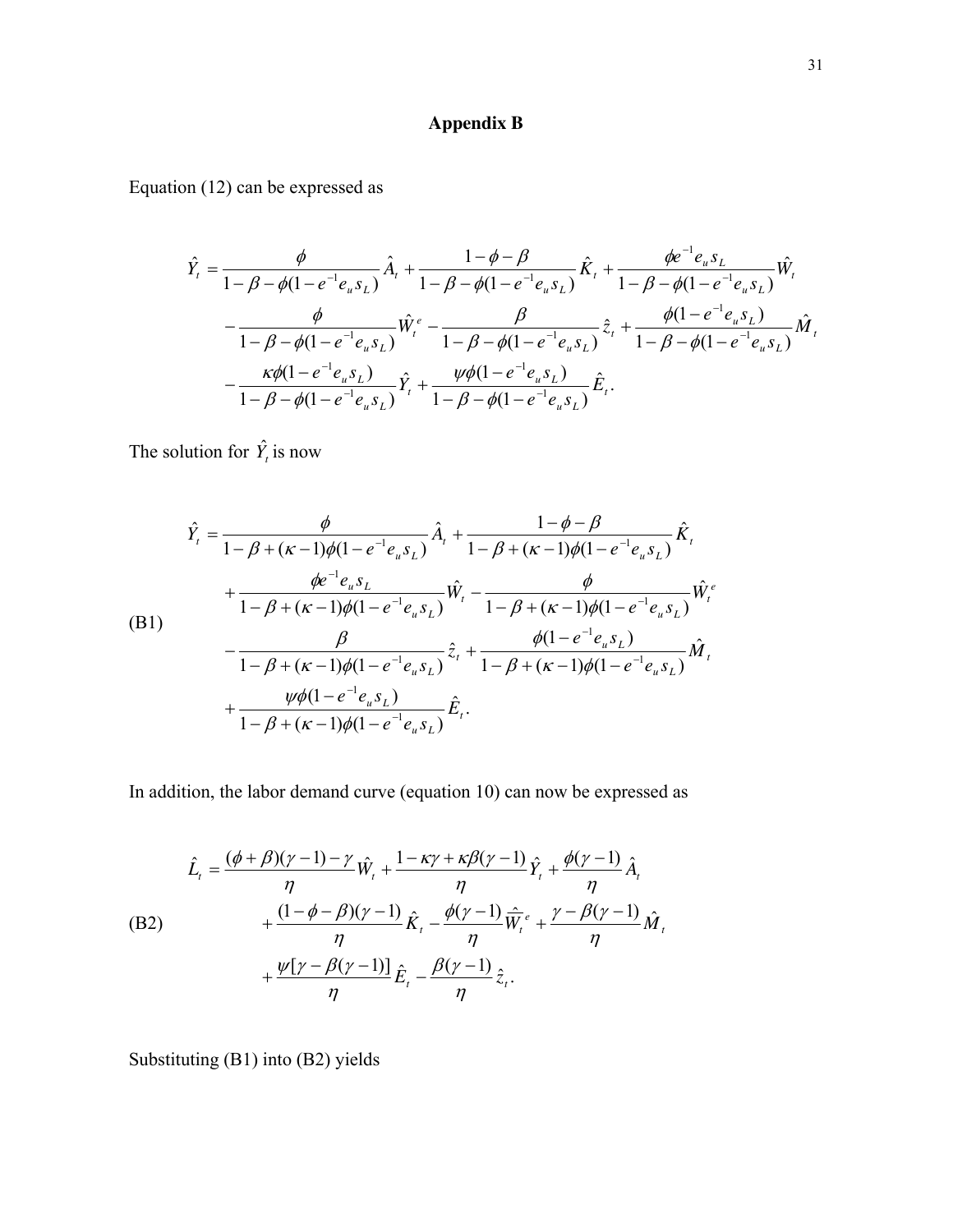## Appendix B

Equation (12) can be expressed as

$$
\begin{aligned}
\hat{Y}_t &= \frac{\phi}{1-\beta-\phi(1-e^{-1}e_u s_L)}\hat{A}_t + \frac{1-\phi-\beta}{1-\beta-\phi(1-e^{-1}e_u s_L)}\hat{K}_t + \frac{\phi e^{-1}e_u s_L}{1-\beta-\phi(1-e^{-1}e_u s_L)}\hat{W}_t \\
&\quad - \frac{\phi}{1-\beta-\phi(1-e^{-1}e_u s_L)}\hat{W}_t^e - \frac{\beta}{1-\beta-\phi(1-e^{-1}e_u s_L)}\hat{z}_t + \frac{\phi(1-e^{-1}e_u s_L)}{1-\beta-\phi(1-e^{-1}e_u s_L)}\hat{M}_t \\
&\quad - \frac{\kappa\phi(1-e^{-1}e_u s_L)}{1-\beta-\phi(1-e^{-1}e_u s_L)}\hat{Y}_t + \frac{\psi\phi(1-e^{-1}e_u s_L)}{1-\beta-\phi(1-e^{-1}e_u s_L)}\hat{E}_t.
\end{aligned}
$$

The solution for $\hat{Y}_t$ is now

$$
\begin{aligned}
\hat{Y}_t &= \frac{\phi}{1-\beta+(\kappa-1)\phi(1-e^{-1}e_u s_L)}\hat{A}_t + \frac{1-\phi-\beta}{1-\beta+(\kappa-1)\phi(1-e^{-1}e_u s_L)}\hat{K}_t \\
&\quad + \frac{\phi e^{-1}e_u s_L}{1-\beta+(\kappa-1)\phi(1-e^{-1}e_u s_L)}\hat{W}_t - \frac{\phi}{1-\beta+(\kappa-1)\phi(1-e^{-1}e_u s_L)}\hat{W}_t^e \\
&\quad - \frac{\beta}{1-\beta+(\kappa-1)\phi(1-e^{-1}e_u s_L)}\hat{z}_t + \frac{\phi(1-e^{-1}e_u s_L)}{1-\beta+(\kappa-1)\phi(1-e^{-1}e_u s_L)}\hat{M}_t \\
&\quad + \frac{\psi\phi(1-e^{-1}e_u s_L)}{1-\beta+(\kappa-1)\phi(1-e^{-1}e_u s_L)}\hat{E}_t.
\end{aligned}
\tag{B1}
$$

In addition, the labor demand curve (equation 10) can now be expressed as

$$
\begin{aligned}
\hat{L}_t &= \frac{(\phi+\beta)(\gamma-1)-\gamma}{\eta}\hat{W}_t + \frac{1-\kappa\gamma+\kappa\beta(\gamma-1)}{\eta}\hat{Y}_t + \frac{\phi(\gamma-1)}{\eta}\hat{A}_t \\
&\quad + \frac{(1-\phi-\beta)(\gamma-1)}{\eta}\hat{K}_t - \frac{\phi(\gamma-1)}{\eta}\hat{\overline{W}}_t^e + \frac{\gamma-\beta(\gamma-1)}{\eta}\hat{M}_t \\
&\quad + \frac{\psi[\gamma-\beta(\gamma-1)]}{\eta}\hat{E}_t - \frac{\beta(\gamma-1)}{\eta}\hat{z}_t.
\end{aligned}
\tag{B2}
$$

Substituting (B1) into (B2) yields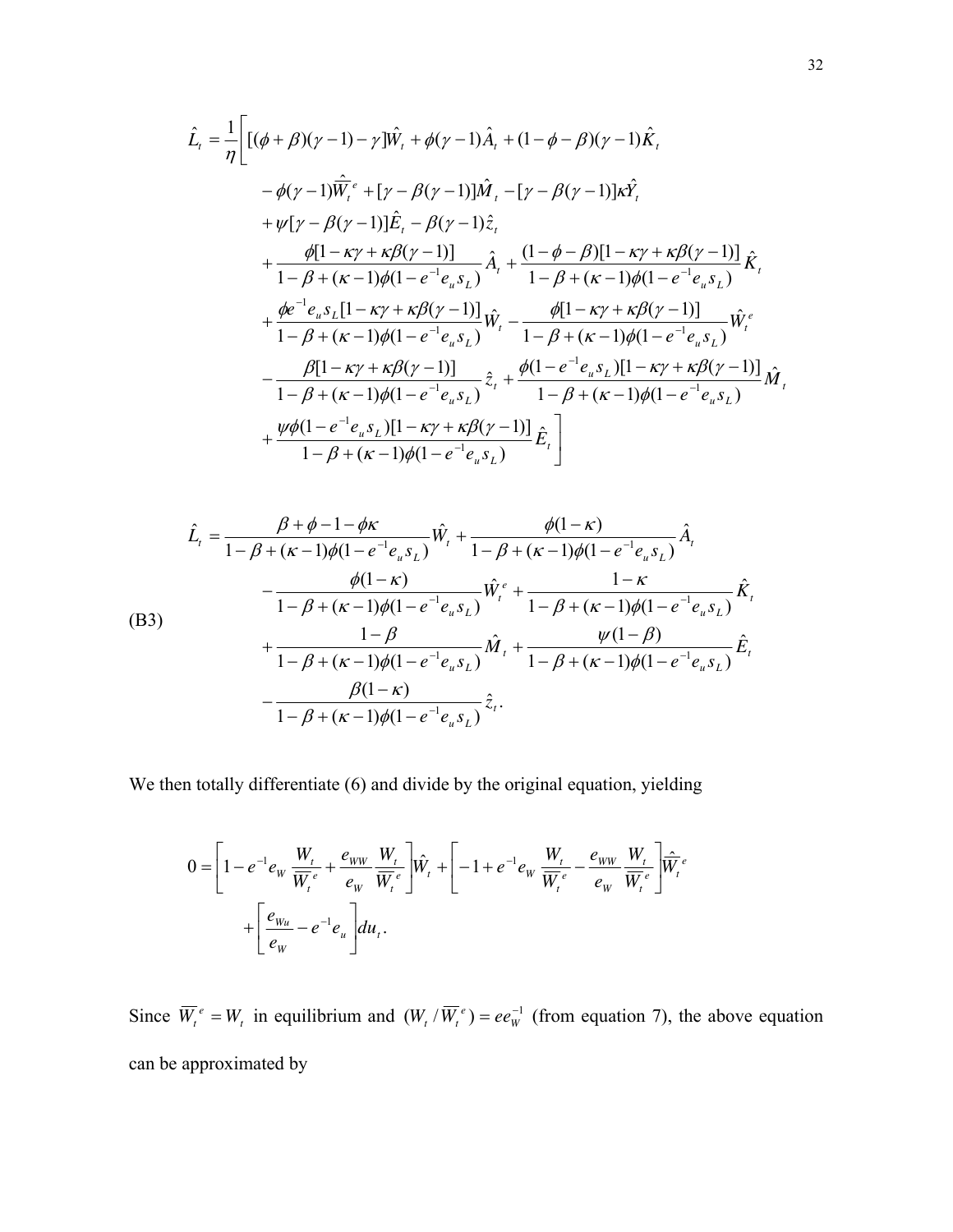$$
\begin{aligned}
\hat{L}_t = \frac{1}{\eta}\Bigg[ & [(\phi+\beta)(\gamma-1)-\gamma]\hat{W}_t + \phi(\gamma-1)\hat{A}_t + (1-\phi-\beta)(\gamma-1)\hat{K}_t \\
& -\phi(\gamma-1)\hat{\overline{W}}_t^{\,e} + [\gamma-\beta(\gamma-1)]\hat{M}_t - [\gamma-\beta(\gamma-1)]\kappa\hat{Y}_t \\
& +\psi[\gamma-\beta(\gamma-1)]\hat{E}_t - \beta(\gamma-1)\hat{z}_t \\
& + \frac{\phi[1-\kappa\gamma+\kappa\beta(\gamma-1)]}{1-\beta+(\kappa-1)\phi(1-e^{-1}e_u s_L)}\hat{A}_t + \frac{(1-\phi-\beta)[1-\kappa\gamma+\kappa\beta(\gamma-1)]}{1-\beta+(\kappa-1)\phi(1-e^{-1}e_u s_L)}\hat{K}_t \\
& + \frac{\phi e^{-1}e_u s_L[1-\kappa\gamma+\kappa\beta(\gamma-1)]}{1-\beta+(\kappa-1)\phi(1-e^{-1}e_u s_L)}\hat{W}_t - \frac{\phi[1-\kappa\gamma+\kappa\beta(\gamma-1)]}{1-\beta+(\kappa-1)\phi(1-e^{-1}e_u s_L)}\hat{W}_t^{e} \\
& - \frac{\beta[1-\kappa\gamma+\kappa\beta(\gamma-1)]}{1-\beta+(\kappa-1)\phi(1-e^{-1}e_u s_L)}\hat{z}_t + \frac{\phi(1-e^{-1}e_u s_L)[1-\kappa\gamma+\kappa\beta(\gamma-1)]}{1-\beta+(\kappa-1)\phi(1-e^{-1}e_u s_L)}\hat{M}_t \\
& + \frac{\psi\phi(1-e^{-1}e_u s_L)[1-\kappa\gamma+\kappa\beta(\gamma-1)]}{1-\beta+(\kappa-1)\phi(1-e^{-1}e_u s_L)}\hat{E}_t \Bigg]
\end{aligned}
$$

$$
\begin{aligned}
\hat{L}_t = & \frac{\beta+\phi-1-\phi\kappa}{1-\beta+(\kappa-1)\phi(1-e^{-1}e_u s_L)}\hat{W}_t + \frac{\phi(1-\kappa)}{1-\beta+(\kappa-1)\phi(1-e^{-1}e_u s_L)}\hat{A}_t \\
& - \frac{\phi(1-\kappa)}{1-\beta+(\kappa-1)\phi(1-e^{-1}e_u s_L)}\hat{W}_t^{e} + \frac{1-\kappa}{1-\beta+(\kappa-1)\phi(1-e^{-1}e_u s_L)}\hat{K}_t \\
& + \frac{1-\beta}{1-\beta+(\kappa-1)\phi(1-e^{-1}e_u s_L)}\hat{M}_t + \frac{\psi(1-\beta)}{1-\beta+(\kappa-1)\phi(1-e^{-1}e_u s_L)}\hat{E}_t \\
& - \frac{\beta(1-\kappa)}{1-\beta+(\kappa-1)\phi(1-e^{-1}e_u s_L)}\hat{z}_t.
\end{aligned}
\tag{B3}
$$

We then totally differentiate (6) and divide by the original equation, yielding

$$
\begin{aligned}
0 = & \left[1 - e^{-1}e_W \frac{W_t}{\overline{W}_t^{\,e}} + \frac{e_{WW}}{e_W}\frac{W_t}{\overline{W}_t^{\,e}}\right]\hat{W}_t + \left[-1 + e^{-1}e_W \frac{W_t}{\overline{W}_t^{\,e}} - \frac{e_{WW}}{e_W}\frac{W_t}{\overline{W}_t^{\,e}}\right]\hat{\overline{W}}_t^{\,e} \\
& + \left[\frac{e_{Wu}}{e_W} - e^{-1}e_u\right]du_t.
\end{aligned}
$$

Since $\overline{W}_t^{\,e} = W_t$ in equilibrium and $(W_t/\overline{W}_t^{\,e}) = ee_W^{-1}$ (from equation 7), the above equation can be approximated by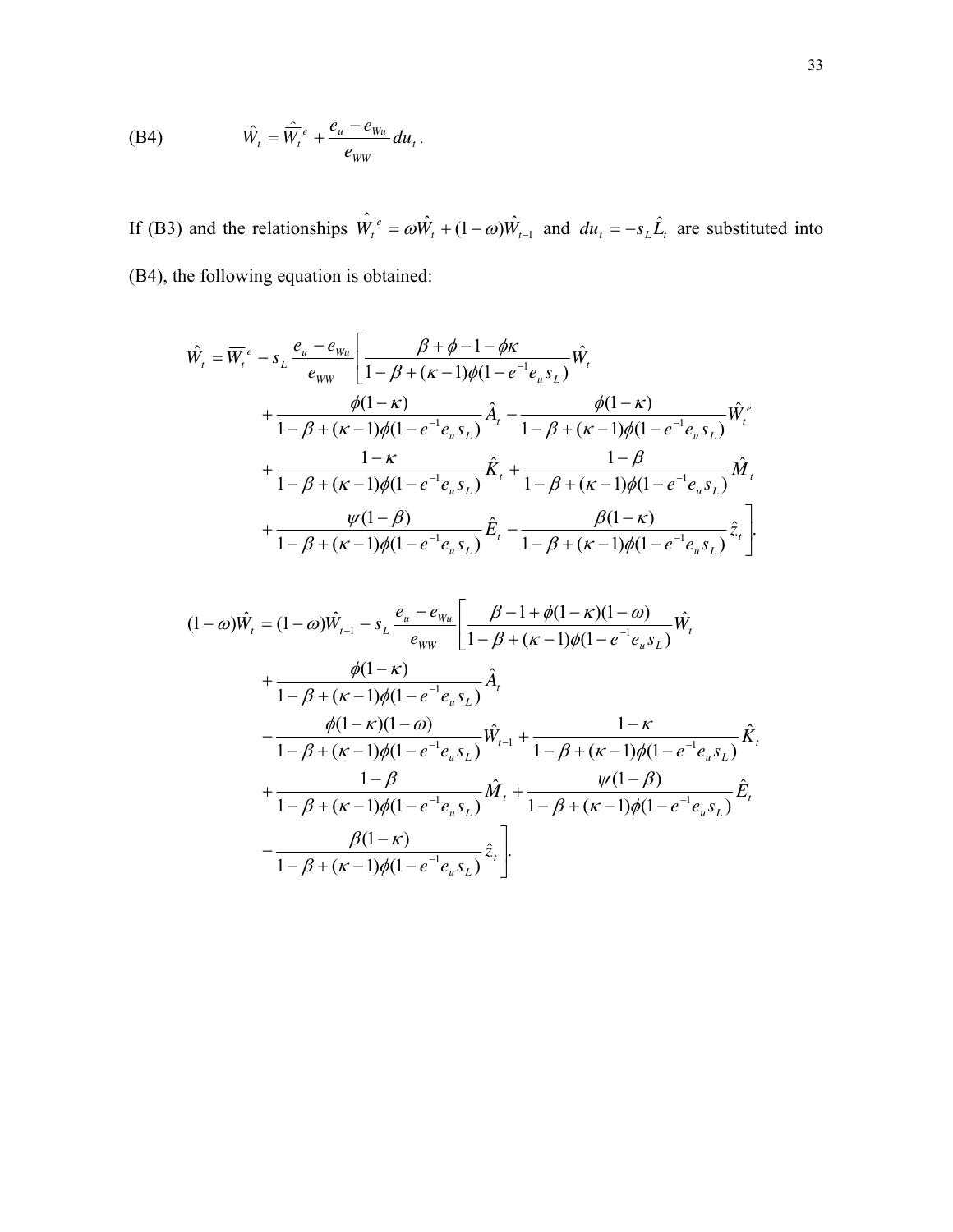(B4) $$\hat{W}_t = \hat{\overline{W}}_t^{\,e} + \frac{e_u - e_{Wu}}{e_{WW}} du_t .$$

If (B3) and the relationships $\hat{\overline{W}}_t^{\,e} = \omega \hat{W}_t + (1-\omega)\hat{W}_{t-1}$ and $du_t = -s_L \hat{L}_t$ are substituted into (B4), the following equation is obtained:

$$
\begin{aligned}
\hat{W}_t = \overline{W}_t^{\,e} - s_L \frac{e_u - e_{Wu}}{e_{WW}} \Bigg[ & \frac{\beta + \phi - 1 - \phi\kappa}{1-\beta+(\kappa-1)\phi(1-e^{-1}e_u s_L)} \hat{W}_t \\
& + \frac{\phi(1-\kappa)}{1-\beta+(\kappa-1)\phi(1-e^{-1}e_u s_L)} \hat{A}_t - \frac{\phi(1-\kappa)}{1-\beta+(\kappa-1)\phi(1-e^{-1}e_u s_L)} \hat{W}_t^{e} \\
& + \frac{1-\kappa}{1-\beta+(\kappa-1)\phi(1-e^{-1}e_u s_L)} \hat{K}_t + \frac{1-\beta}{1-\beta+(\kappa-1)\phi(1-e^{-1}e_u s_L)} \hat{M}_t \\
& + \frac{\psi(1-\beta)}{1-\beta+(\kappa-1)\phi(1-e^{-1}e_u s_L)} \hat{E}_t - \frac{\beta(1-\kappa)}{1-\beta+(\kappa-1)\phi(1-e^{-1}e_u s_L)} \hat{z}_t \Bigg].
\end{aligned}
$$

$$
\begin{aligned}
(1-\omega)\hat{W}_t = (1-\omega)\hat{W}_{t-1} - s_L \frac{e_u - e_{Wu}}{e_{WW}} \Bigg[ & \frac{\beta - 1 + \phi(1-\kappa)(1-\omega)}{1-\beta+(\kappa-1)\phi(1-e^{-1}e_u s_L)} \hat{W}_t \\
& + \frac{\phi(1-\kappa)}{1-\beta+(\kappa-1)\phi(1-e^{-1}e_u s_L)} \hat{A}_t \\
& - \frac{\phi(1-\kappa)(1-\omega)}{1-\beta+(\kappa-1)\phi(1-e^{-1}e_u s_L)} \hat{W}_{t-1} + \frac{1-\kappa}{1-\beta+(\kappa-1)\phi(1-e^{-1}e_u s_L)} \hat{K}_t \\
& + \frac{1-\beta}{1-\beta+(\kappa-1)\phi(1-e^{-1}e_u s_L)} \hat{M}_t + \frac{\psi(1-\beta)}{1-\beta+(\kappa-1)\phi(1-e^{-1}e_u s_L)} \hat{E}_t \\
& - \frac{\beta(1-\kappa)}{1-\beta+(\kappa-1)\phi(1-e^{-1}e_u s_L)} \hat{z}_t \Bigg].
\end{aligned}
$$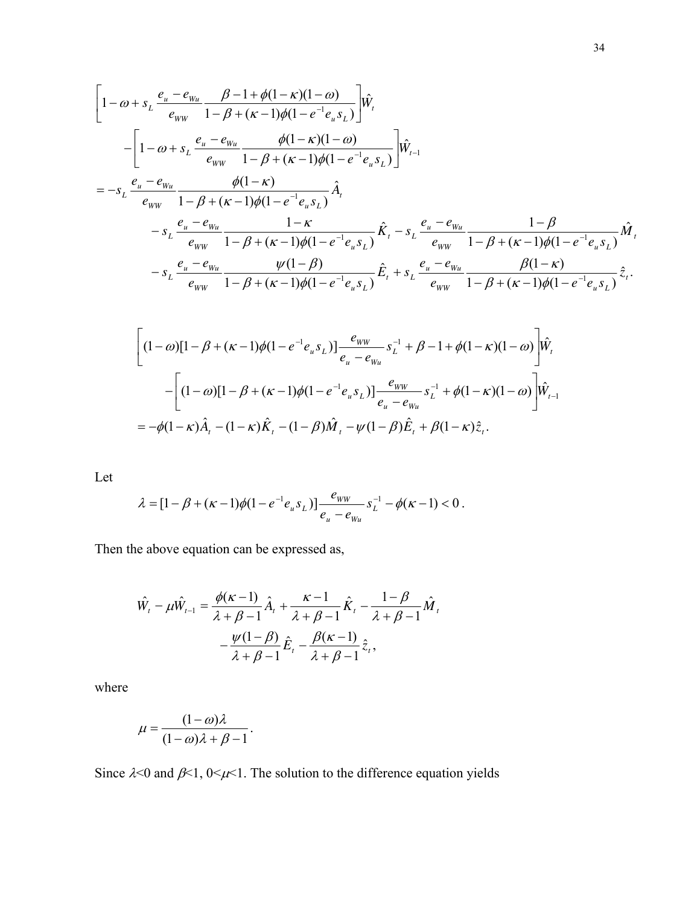$$
\begin{aligned}
&\left[1-\omega+s_L\frac{e_u-e_{Wu}}{e_{WW}}\frac{\beta-1+\phi(1-\kappa)(1-\omega)}{1-\beta+(\kappa-1)\phi(1-e^{-1}e_u s_L)}\right]\hat{W}_t \\
&\quad-\left[1-\omega+s_L\frac{e_u-e_{Wu}}{e_{WW}}\frac{\phi(1-\kappa)(1-\omega)}{1-\beta+(\kappa-1)\phi(1-e^{-1}e_u s_L)}\right]\hat{W}_{t-1} \\
&=-s_L\frac{e_u-e_{Wu}}{e_{WW}}\frac{\phi(1-\kappa)}{1-\beta+(\kappa-1)\phi(1-e^{-1}e_u s_L)}\hat{A}_t \\
&\qquad-s_L\frac{e_u-e_{Wu}}{e_{WW}}\frac{1-\kappa}{1-\beta+(\kappa-1)\phi(1-e^{-1}e_u s_L)}\hat{K}_t-s_L\frac{e_u-e_{Wu}}{e_{WW}}\frac{1-\beta}{1-\beta+(\kappa-1)\phi(1-e^{-1}e_u s_L)}\hat{M}_t \\
&\qquad-s_L\frac{e_u-e_{Wu}}{e_{WW}}\frac{\psi(1-\beta)}{1-\beta+(\kappa-1)\phi(1-e^{-1}e_u s_L)}\hat{E}_t+s_L\frac{e_u-e_{Wu}}{e_{WW}}\frac{\beta(1-\kappa)}{1-\beta+(\kappa-1)\phi(1-e^{-1}e_u s_L)}\hat{z}_t.
\end{aligned}
$$

$$
\begin{aligned}
&\left[(1-\omega)[1-\beta+(\kappa-1)\phi(1-e^{-1}e_u s_L)]\frac{e_{WW}}{e_u-e_{Wu}}s_L^{-1}+\beta-1+\phi(1-\kappa)(1-\omega)\right]\hat{W}_t \\
&\quad-\left[(1-\omega)[1-\beta+(\kappa-1)\phi(1-e^{-1}e_u s_L)]\frac{e_{WW}}{e_u-e_{Wu}}s_L^{-1}+\phi(1-\kappa)(1-\omega)\right]\hat{W}_{t-1} \\
&=-\phi(1-\kappa)\hat{A}_t-(1-\kappa)\hat{K}_t-(1-\beta)\hat{M}_t-\psi(1-\beta)\hat{E}_t+\beta(1-\kappa)\hat{z}_t.
\end{aligned}
$$

Let

$$
\lambda=[1-\beta+(\kappa-1)\phi(1-e^{-1}e_u s_L)]\frac{e_{WW}}{e_u-e_{Wu}}s_L^{-1}-\phi(\kappa-1)<0\,.
$$

Then the above equation can be expressed as,

$$
\begin{aligned}
\hat{W}_t-\mu\hat{W}_{t-1}=&\frac{\phi(\kappa-1)}{\lambda+\beta-1}\hat{A}_t+\frac{\kappa-1}{\lambda+\beta-1}\hat{K}_t-\frac{1-\beta}{\lambda+\beta-1}\hat{M}_t \\
&-\frac{\psi(1-\beta)}{\lambda+\beta-1}\hat{E}_t-\frac{\beta(\kappa-1)}{\lambda+\beta-1}\hat{z}_t,
\end{aligned}
$$

where

$$
\mu=\frac{(1-\omega)\lambda}{(1-\omega)\lambda+\beta-1}\,.
$$

Since $\lambda<0$ and $\beta<1$, $0<\mu<1$. The solution to the difference equation yields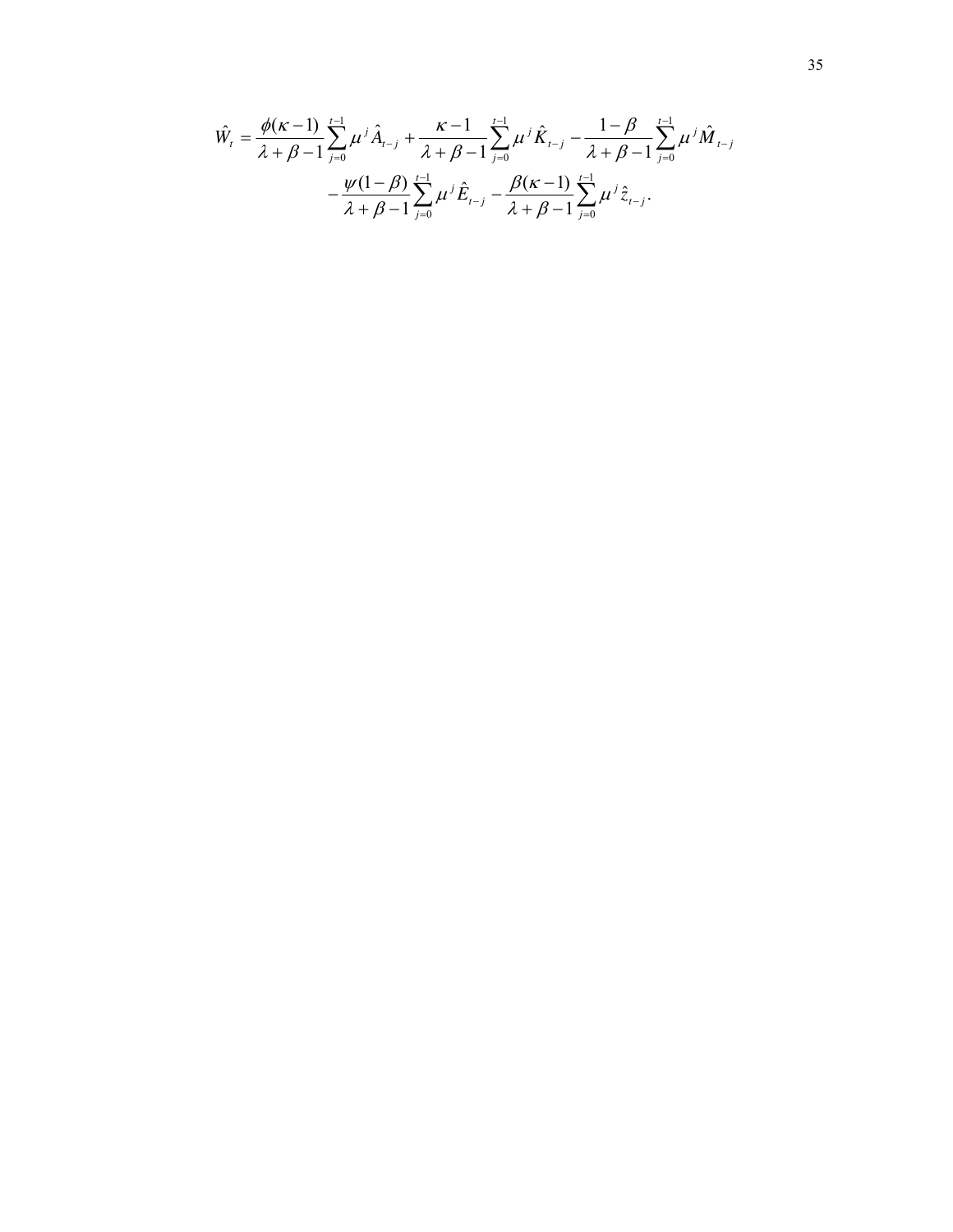$$
\begin{aligned}
\hat{W}_t = & \frac{\phi(\kappa-1)}{\lambda+\beta-1}\sum_{j=0}^{t-1}\mu^j \hat{A}_{t-j} + \frac{\kappa-1}{\lambda+\beta-1}\sum_{j=0}^{t-1}\mu^j \hat{K}_{t-j} - \frac{1-\beta}{\lambda+\beta-1}\sum_{j=0}^{t-1}\mu^j \hat{M}_{t-j} \\
& - \frac{\psi(1-\beta)}{\lambda+\beta-1}\sum_{j=0}^{t-1}\mu^j \hat{E}_{t-j} - \frac{\beta(\kappa-1)}{\lambda+\beta-1}\sum_{j=0}^{t-1}\mu^j \hat{z}_{t-j}.
\end{aligned}
$$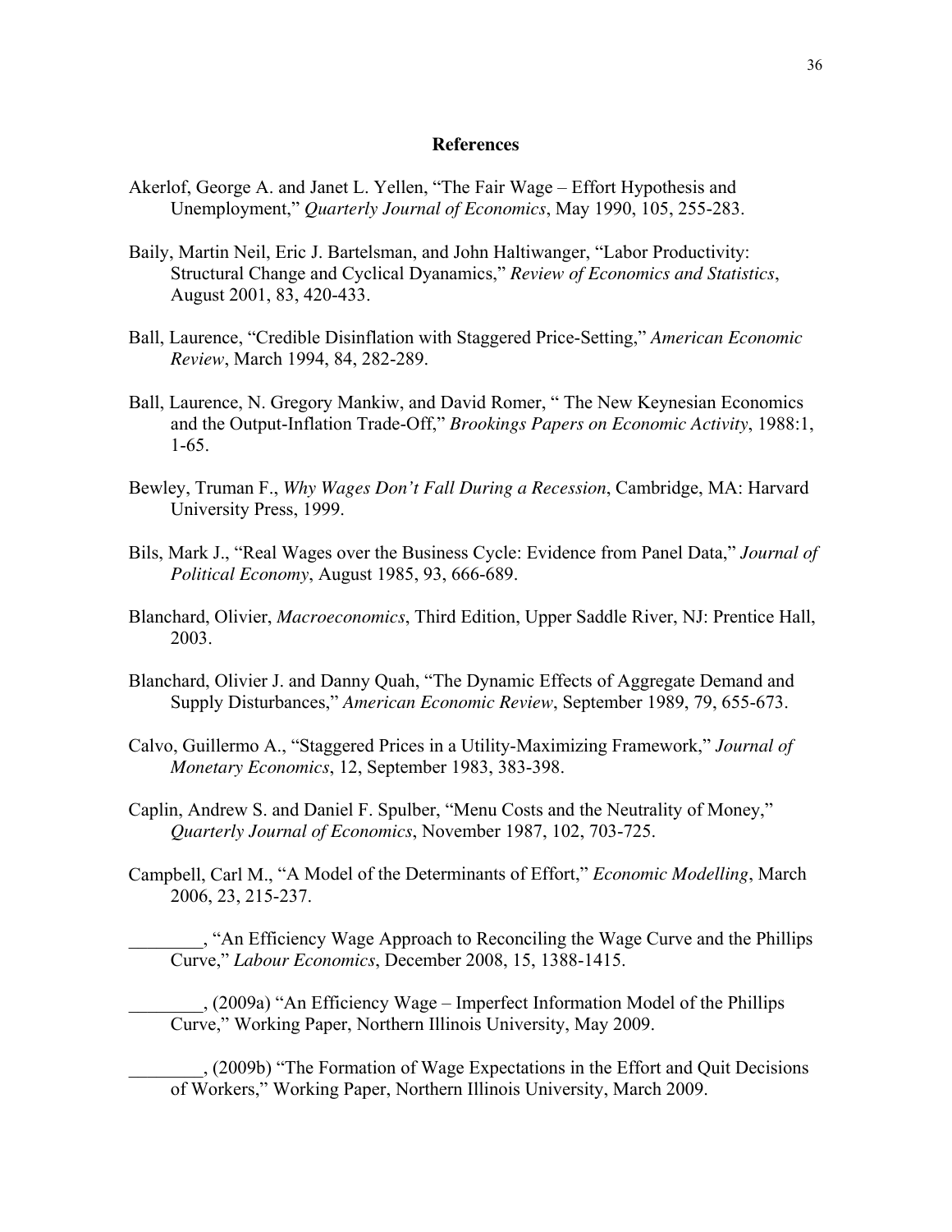## References

Akerlof, George A. and Janet L. Yellen, "The Fair Wage – Effort Hypothesis and Unemployment," *Quarterly Journal of Economics*, May 1990, 105, 255-283.

Baily, Martin Neil, Eric J. Bartelsman, and John Haltiwanger, "Labor Productivity: Structural Change and Cyclical Dyanamics," *Review of Economics and Statistics*, August 2001, 83, 420-433.

Ball, Laurence, "Credible Disinflation with Staggered Price-Setting," *American Economic Review*, March 1994, 84, 282-289.

Ball, Laurence, N. Gregory Mankiw, and David Romer, " The New Keynesian Economics and the Output-Inflation Trade-Off," *Brookings Papers on Economic Activity*, 1988:1, 1-65.

Bewley, Truman F., *Why Wages Don't Fall During a Recession*, Cambridge, MA: Harvard University Press, 1999.

Bils, Mark J., "Real Wages over the Business Cycle: Evidence from Panel Data," *Journal of Political Economy*, August 1985, 93, 666-689.

Blanchard, Olivier, *Macroeconomics*, Third Edition, Upper Saddle River, NJ: Prentice Hall, 2003.

Blanchard, Olivier J. and Danny Quah, "The Dynamic Effects of Aggregate Demand and Supply Disturbances," *American Economic Review*, September 1989, 79, 655-673.

Calvo, Guillermo A., "Staggered Prices in a Utility-Maximizing Framework," *Journal of Monetary Economics*, 12, September 1983, 383-398.

Caplin, Andrew S. and Daniel F. Spulber, "Menu Costs and the Neutrality of Money," *Quarterly Journal of Economics*, November 1987, 102, 703-725.

Campbell, Carl M., "A Model of the Determinants of Effort," *Economic Modelling*, March 2006, 23, 215-237.

________, "An Efficiency Wage Approach to Reconciling the Wage Curve and the Phillips Curve," *Labour Economics*, December 2008, 15, 1388-1415.

________, (2009a) "An Efficiency Wage – Imperfect Information Model of the Phillips Curve," Working Paper, Northern Illinois University, May 2009.

________, (2009b) "The Formation of Wage Expectations in the Effort and Quit Decisions of Workers," Working Paper, Northern Illinois University, March 2009.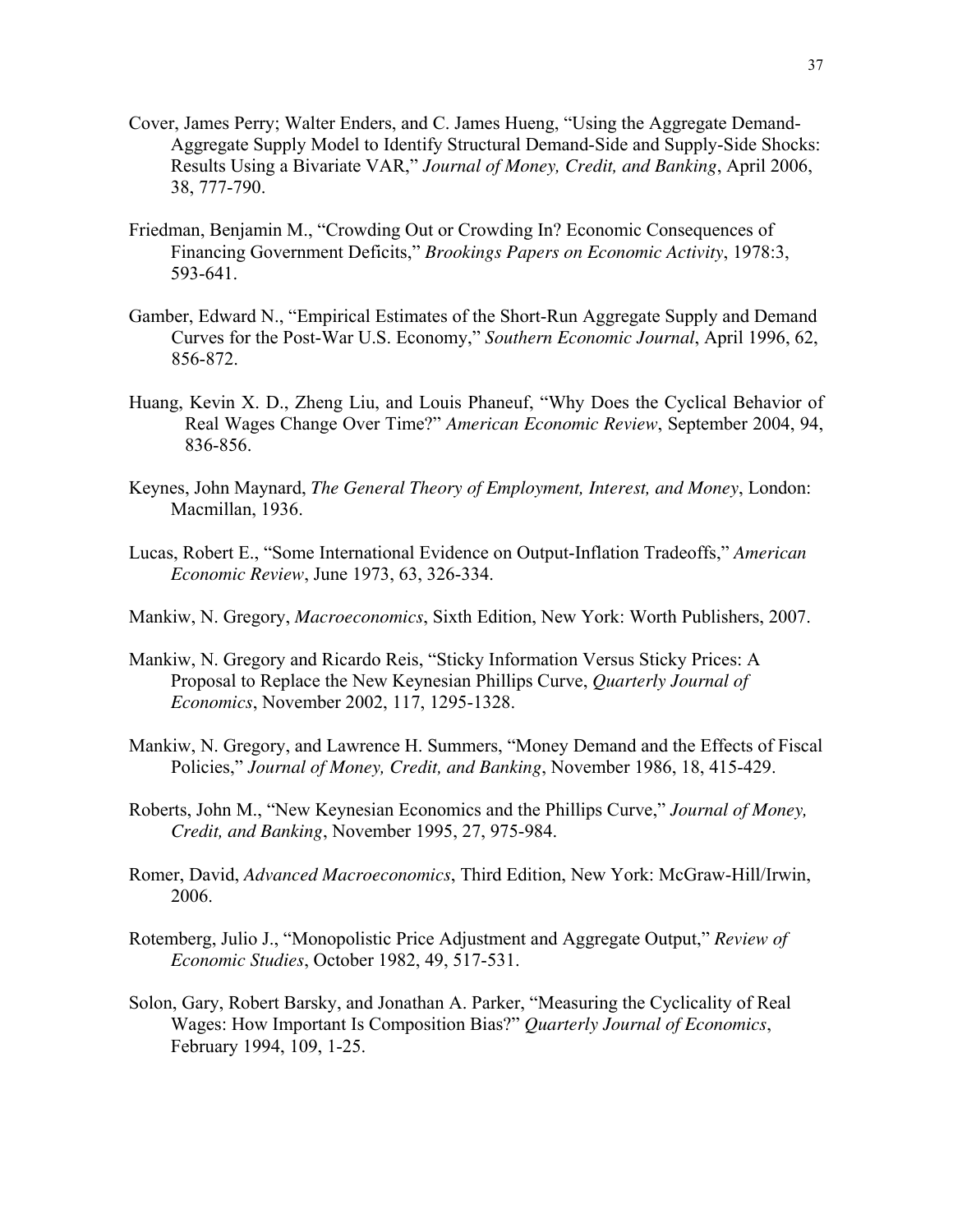Cover, James Perry; Walter Enders, and C. James Hueng, "Using the Aggregate Demand-Aggregate Supply Model to Identify Structural Demand-Side and Supply-Side Shocks: Results Using a Bivariate VAR," *Journal of Money, Credit, and Banking*, April 2006, 38, 777-790.

Friedman, Benjamin M., "Crowding Out or Crowding In? Economic Consequences of Financing Government Deficits," *Brookings Papers on Economic Activity*, 1978:3, 593-641.

Gamber, Edward N., "Empirical Estimates of the Short-Run Aggregate Supply and Demand Curves for the Post-War U.S. Economy," *Southern Economic Journal*, April 1996, 62, 856-872.

Huang, Kevin X. D., Zheng Liu, and Louis Phaneuf, "Why Does the Cyclical Behavior of Real Wages Change Over Time?" *American Economic Review*, September 2004, 94, 836-856.

Keynes, John Maynard, *The General Theory of Employment, Interest, and Money*, London: Macmillan, 1936.

Lucas, Robert E., "Some International Evidence on Output-Inflation Tradeoffs," *American Economic Review*, June 1973, 63, 326-334.

Mankiw, N. Gregory, *Macroeconomics*, Sixth Edition, New York: Worth Publishers, 2007.

Mankiw, N. Gregory and Ricardo Reis, "Sticky Information Versus Sticky Prices: A Proposal to Replace the New Keynesian Phillips Curve, *Quarterly Journal of Economics*, November 2002, 117, 1295-1328.

Mankiw, N. Gregory, and Lawrence H. Summers, "Money Demand and the Effects of Fiscal Policies," *Journal of Money, Credit, and Banking*, November 1986, 18, 415-429.

Roberts, John M., "New Keynesian Economics and the Phillips Curve," *Journal of Money, Credit, and Banking*, November 1995, 27, 975-984.

Romer, David, *Advanced Macroeconomics*, Third Edition, New York: McGraw-Hill/Irwin, 2006.

Rotemberg, Julio J., "Monopolistic Price Adjustment and Aggregate Output," *Review of Economic Studies*, October 1982, 49, 517-531.

Solon, Gary, Robert Barsky, and Jonathan A. Parker, "Measuring the Cyclicality of Real Wages: How Important Is Composition Bias?" *Quarterly Journal of Economics*, February 1994, 109, 1-25.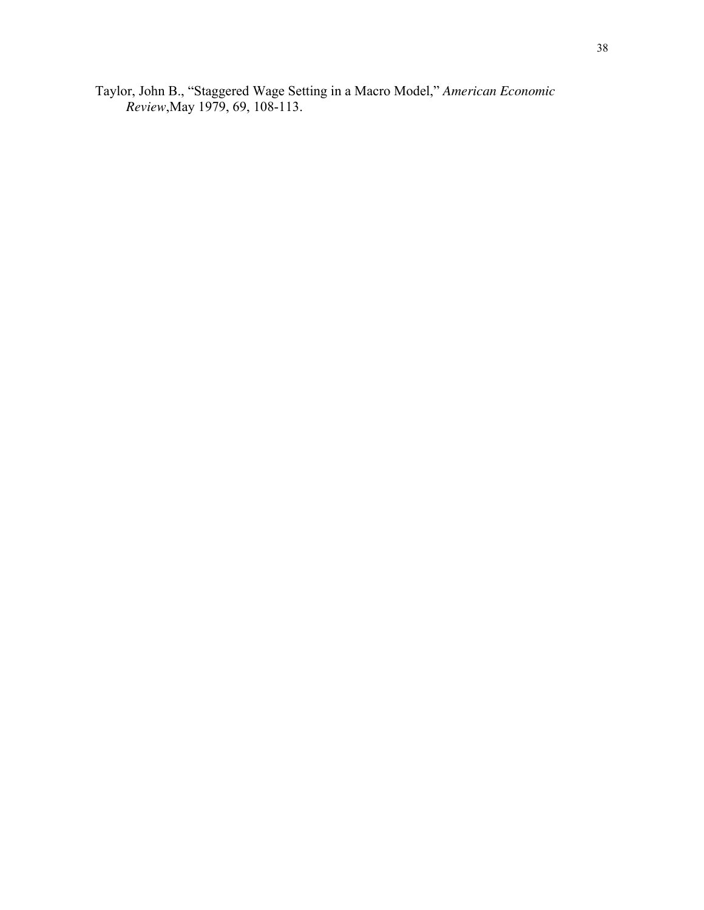Taylor, John B., "Staggered Wage Setting in a Macro Model," *American Economic Review*,May 1979, 69, 108-113.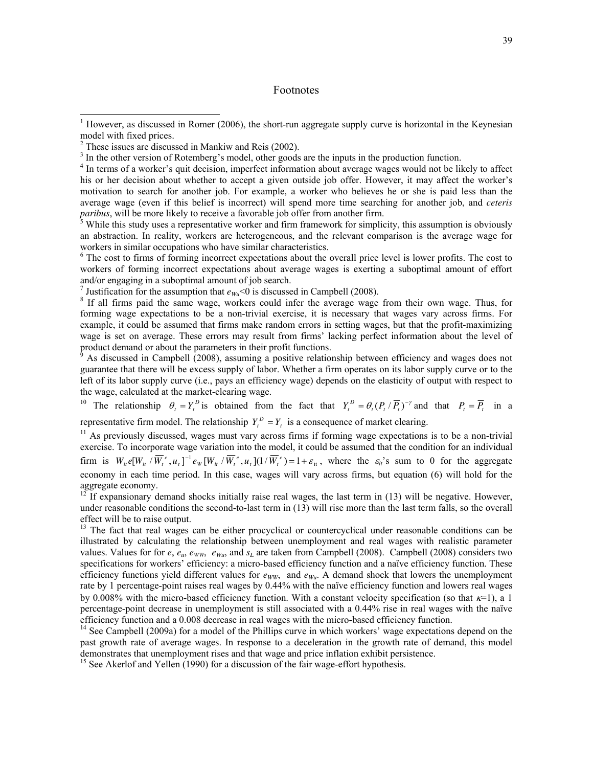# Footnotes

[1] However, as discussed in Romer (2006), the short-run aggregate supply curve is horizontal in the Keynesian model with fixed prices.

[2] These issues are discussed in Mankiw and Reis (2002).

[3] In the other version of Rotemberg's model, other goods are the inputs in the production function.

[4] In terms of a worker's quit decision, imperfect information about average wages would not be likely to affect his or her decision about whether to accept a given outside job offer. However, it may affect the worker's motivation to search for another job. For example, a worker who believes he or she is paid less than the average wage (even if this belief is incorrect) will spend more time searching for another job, and *ceteris paribus*, will be more likely to receive a favorable job offer from another firm.

[5] While this study uses a representative worker and firm framework for simplicity, this assumption is obviously an abstraction. In reality, workers are heterogeneous, and the relevant comparison is the average wage for workers in similar occupations who have similar characteristics.

[6] The cost to firms of forming incorrect expectations about the overall price level is lower profits. The cost to workers of forming incorrect expectations about average wages is exerting a suboptimal amount of effort and/or engaging in a suboptimal amount of job search.

[7] Justification for the assumption that $e_{Wu}$<0 is discussed in Campbell (2008).

[8] If all firms paid the same wage, workers could infer the average wage from their own wage. Thus, for forming wage expectations to be a non-trivial exercise, it is necessary that wages vary across firms. For example, it could be assumed that firms make random errors in setting wages, but that the profit-maximizing wage is set on average. These errors may result from firms' lacking perfect information about the level of product demand or about the parameters in their profit functions.

[9] As discussed in Campbell (2008), assuming a positive relationship between efficiency and wages does not guarantee that there will be excess supply of labor. Whether a firm operates on its labor supply curve or to the left of its labor supply curve (i.e., pays an efficiency wage) depends on the elasticity of output with respect to the wage, calculated at the market-clearing wage.

[10] The relationship $\theta_t = Y_t^D$ is obtained from the fact that $Y_t^D = \theta_t (P_t / \overline{P}_t)^{-\gamma}$ and that $P_t = \overline{P}_t$ in a representative firm model. The relationship $Y_t^D = Y_t$ is a consequence of market clearing.

[11] As previously discussed, wages must vary across firms if forming wage expectations is to be a non-trivial exercise. To incorporate wage variation into the model, it could be assumed that the condition for an individual firm is $W_{it} e[W_{it} / \overline{W}_t^e, u_t]^{-1} e_W [W_{it} / \overline{W}_t^e, u_t](1/\overline{W}_t^e) = 1 + \varepsilon_{it}$, where the $\varepsilon_{it}$'s sum to 0 for the aggregate economy in each time period. In this case, wages will vary across firms, but equation (6) will hold for the aggregate economy.

[12] If expansionary demand shocks initially raise real wages, the last term in (13) will be negative. However, under reasonable conditions the second-to-last term in (13) will rise more than the last term falls, so the overall effect will be to raise output.

[13] The fact that real wages can be either procyclical or countercyclical under reasonable conditions can be illustrated by calculating the relationship between unemployment and real wages with realistic parameter values. Values for for $e$, $e_u$, $e_{WW}$, $e_{Wu}$, and $s_L$ are taken from Campbell (2008). Campbell (2008) considers two specifications for workers' efficiency: a micro-based efficiency function and a naïve efficiency function. These efficiency functions yield different values for $e_{WW}$, and $e_{Wu}$. A demand shock that lowers the unemployment rate by 1 percentage-point raises real wages by 0.44% with the naïve efficiency function and lowers real wages by 0.008% with the micro-based efficiency function. With a constant velocity specification (so that $\kappa$=1), a 1 percentage-point decrease in unemployment is still associated with a 0.44% rise in real wages with the naïve efficiency function and a 0.008 decrease in real wages with the micro-based efficiency function.

[14] See Campbell (2009a) for a model of the Phillips curve in which workers' wage expectations depend on the past growth rate of average wages. In response to a deceleration in the growth rate of demand, this model demonstrates that unemployment rises and that wage and price inflation exhibit persistence.

[15] See Akerlof and Yellen (1990) for a discussion of the fair wage-effort hypothesis.